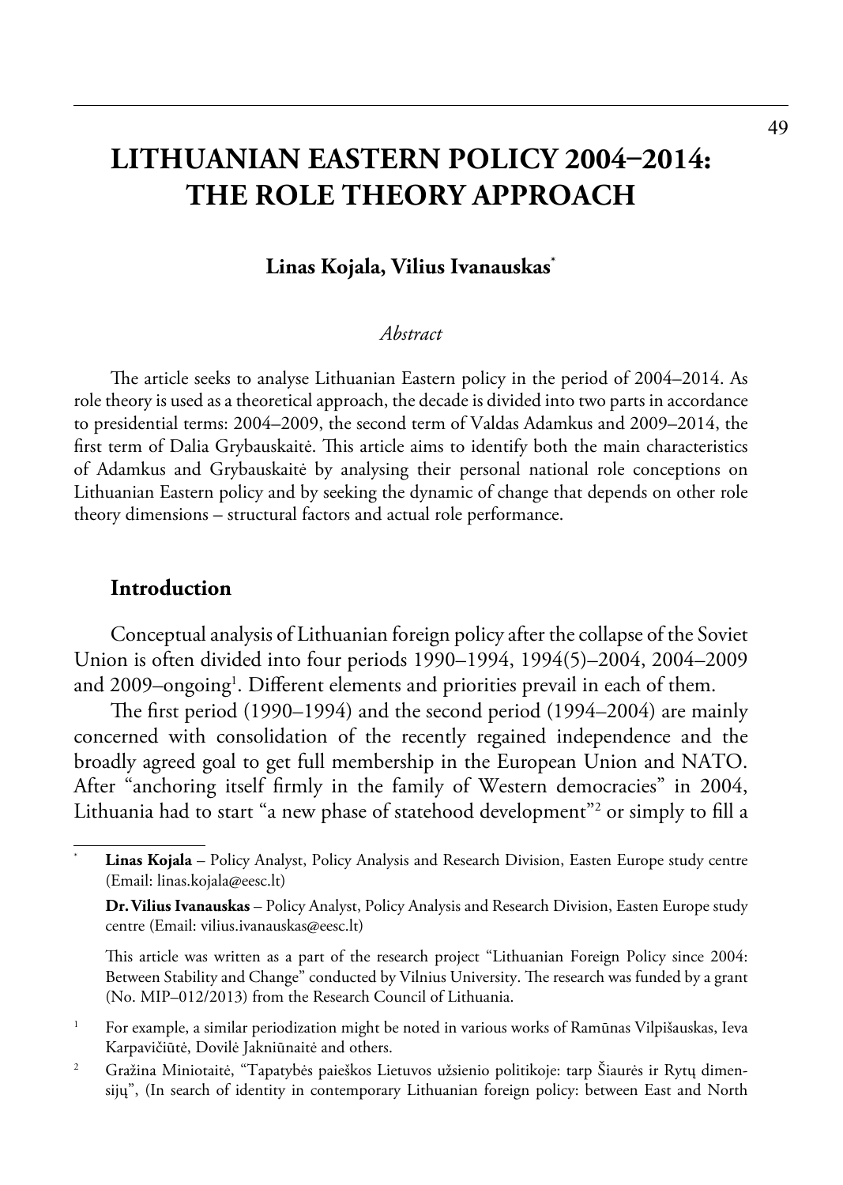# LITHUANIAN EASTERN POLICY 2004–2014: THE ROLE THEORY APPROACH

**Linas Kojala, Vilius Ivanauskas**[*]

*Abstract*

The article seeks to analyse Lithuanian Eastern policy in the period of 2004–2014. As role theory is used as a theoretical approach, the decade is divided into two parts in accordance to presidential terms: 2004–2009, the second term of Valdas Adamkus and 2009–2014, the first term of Dalia Grybauskaitė. This article aims to identify both the main characteristics of Adamkus and Grybauskaitė by analysing their personal national role conceptions on Lithuanian Eastern policy and by seeking the dynamic of change that depends on other role theory dimensions – structural factors and actual role performance.

## Introduction

Conceptual analysis of Lithuanian foreign policy after the collapse of the Soviet Union is often divided into four periods 1990–1994, 1994(5)–2004, 2004–2009 and 2009–ongoing[1]. Different elements and priorities prevail in each of them.

The first period (1990–1994) and the second period (1994–2004) are mainly concerned with consolidation of the recently regained independence and the broadly agreed goal to get full membership in the European Union and NATO. After "anchoring itself firmly in the family of Western democracies" in 2004, Lithuania had to start "a new phase of statehood development"[2] or simply to fill a

---

[*] **Linas Kojala** – Policy Analyst, Policy Analysis and Research Division, Easten Europe study centre (Email: linas.kojala@eesc.lt)

**Dr. Vilius Ivanauskas** – Policy Analyst, Policy Analysis and Research Division, Easten Europe study centre (Email: vilius.ivanauskas@eesc.lt)

This article was written as a part of the research project "Lithuanian Foreign Policy since 2004: Between Stability and Change" conducted by Vilnius University. The research was funded by a grant (No. MIP–012/2013) from the Research Council of Lithuania.

[1] For example, a similar periodization might be noted in various works of Ramūnas Vilpišauskas, Ieva Karpavičiūtė, Dovilė Jakniūnaitė and others.

[2] Gražina Miniotaitė, "Tapatybės paieškos Lietuvos užsienio politikoje: tarp Šiaurės ir Rytų dimensijų", (In search of identity in contemporary Lithuanian foreign policy: between East and North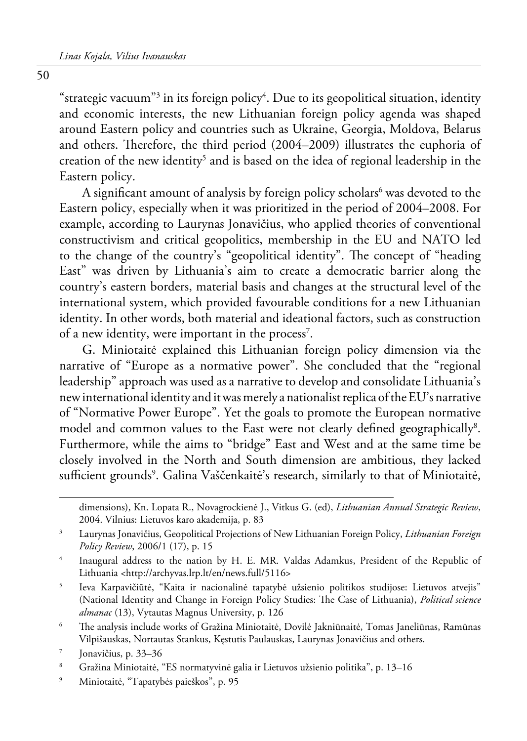"strategic vacuum"[3] in its foreign policy[4]. Due to its geopolitical situation, identity and economic interests, the new Lithuanian foreign policy agenda was shaped around Eastern policy and countries such as Ukraine, Georgia, Moldova, Belarus and others. Therefore, the third period (2004–2009) illustrates the euphoria of creation of the new identity[5] and is based on the idea of regional leadership in the Eastern policy.

A significant amount of analysis by foreign policy scholars[6] was devoted to the Eastern policy, especially when it was prioritized in the period of 2004–2008. For example, according to Laurynas Jonavičius, who applied theories of conventional constructivism and critical geopolitics, membership in the EU and NATO led to the change of the country's "geopolitical identity". The concept of "heading East" was driven by Lithuania's aim to create a democratic barrier along the country's eastern borders, material basis and changes at the structural level of the international system, which provided favourable conditions for a new Lithuanian identity. In other words, both material and ideational factors, such as construction of a new identity, were important in the process[7].

G. Miniotaitė explained this Lithuanian foreign policy dimension via the narrative of "Europe as a normative power". She concluded that the "regional leadership" approach was used as a narrative to develop and consolidate Lithuania's new international identity and it was merely a nationalist replica of the EU's narrative of "Normative Power Europe". Yet the goals to promote the European normative model and common values to the East were not clearly defined geographically[8]. Furthermore, while the aims to "bridge" East and West and at the same time be closely involved in the North and South dimension are ambitious, they lacked sufficient grounds[9]. Galina Vaščenkaitė's research, similarly to that of Miniotaitė,

---

dimensions), Kn. Lopata R., Novagrockienė J., Vitkus G. (ed), *Lithuanian Annual Strategic Review*, 2004. Vilnius: Lietuvos karo akademija, p. 83

[3] Laurynas Jonavičius, Geopolitical Projections of New Lithuanian Foreign Policy, *Lithuanian Foreign Policy Review*, 2006/1 (17), p. 15

[4] Inaugural address to the nation by H. E. MR. Valdas Adamkus, President of the Republic of Lithuania <http://archyvas.lrp.lt/en/news.full/5116>

[5] Ieva Karpavičiūtė, "Kaita ir nacionalinė tapatybė užsienio politikos studijose: Lietuvos atvejis" (National Identity and Change in Foreign Policy Studies: The Case of Lithuania), *Political science almanac* (13), Vytautas Magnus University, p. 126

[6] The analysis include works of Gražina Miniotaitė, Dovilė Jakniūnaitė, Tomas Janeliūnas, Ramūnas Vilpišauskas, Nortautas Stankus, Kęstutis Paulauskas, Laurynas Jonavičius and others.

[7] Jonavičius, p. 33–36

[8] Gražina Miniotaitė, "ES normatyvinė galia ir Lietuvos užsienio politika", p. 13–16

[9] Miniotaitė, "Tapatybės paieškos", p. 95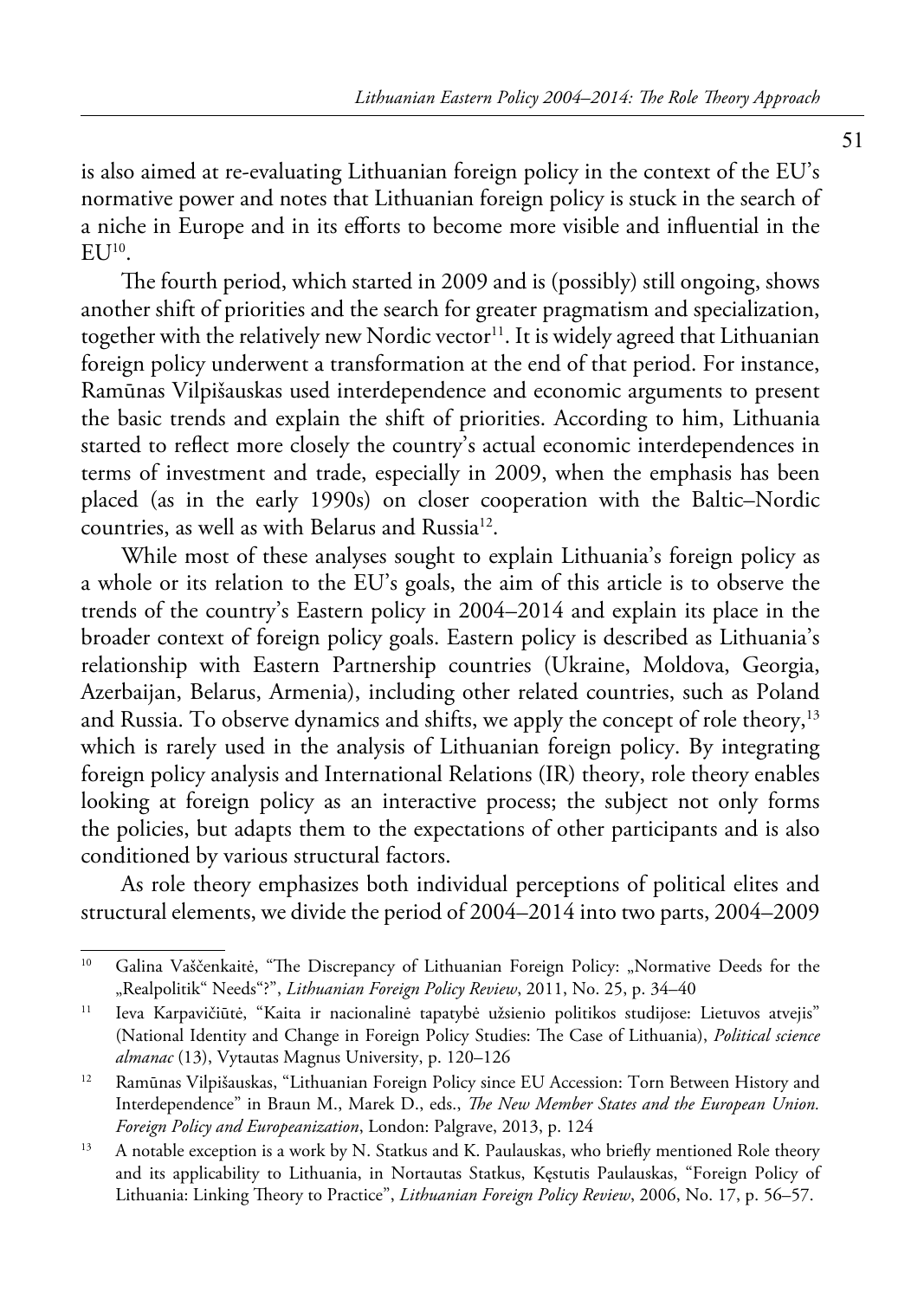is also aimed at re-evaluating Lithuanian foreign policy in the context of the EU's normative power and notes that Lithuanian foreign policy is stuck in the search of a niche in Europe and in its efforts to become more visible and influential in the EU[10].

The fourth period, which started in 2009 and is (possibly) still ongoing, shows another shift of priorities and the search for greater pragmatism and specialization, together with the relatively new Nordic vector[11]. It is widely agreed that Lithuanian foreign policy underwent a transformation at the end of that period. For instance, Ramūnas Vilpišauskas used interdependence and economic arguments to present the basic trends and explain the shift of priorities. According to him, Lithuania started to reflect more closely the country's actual economic interdependences in terms of investment and trade, especially in 2009, when the emphasis has been placed (as in the early 1990s) on closer cooperation with the Baltic–Nordic countries, as well as with Belarus and Russia[12].

While most of these analyses sought to explain Lithuania's foreign policy as a whole or its relation to the EU's goals, the aim of this article is to observe the trends of the country's Eastern policy in 2004–2014 and explain its place in the broader context of foreign policy goals. Eastern policy is described as Lithuania's relationship with Eastern Partnership countries (Ukraine, Moldova, Georgia, Azerbaijan, Belarus, Armenia), including other related countries, such as Poland and Russia. To observe dynamics and shifts, we apply the concept of role theory,[13] which is rarely used in the analysis of Lithuanian foreign policy. By integrating foreign policy analysis and International Relations (IR) theory, role theory enables looking at foreign policy as an interactive process; the subject not only forms the policies, but adapts them to the expectations of other participants and is also conditioned by various structural factors.

As role theory emphasizes both individual perceptions of political elites and structural elements, we divide the period of 2004–2014 into two parts, 2004–2009

---

[10] Galina Vaščenkaitė, "The Discrepancy of Lithuanian Foreign Policy: „Normative Deeds for the „Realpolitik" Needs"?", *Lithuanian Foreign Policy Review*, 2011, No. 25, p. 34–40

[11] Ieva Karpavičiūtė, "Kaita ir nacionalinė tapatybė užsienio politikos studijose: Lietuvos atvejis" (National Identity and Change in Foreign Policy Studies: The Case of Lithuania), *Political science almanac* (13), Vytautas Magnus University, p. 120–126

[12] Ramūnas Vilpišauskas, "Lithuanian Foreign Policy since EU Accession: Torn Between History and Interdependence" in Braun M., Marek D., eds., *The New Member States and the European Union. Foreign Policy and Europeanization*, London: Palgrave, 2013, p. 124

[13] A notable exception is a work by N. Statkus and K. Paulauskas, who briefly mentioned Role theory and its applicability to Lithuania, in Nortautas Statkus, Kęstutis Paulauskas, "Foreign Policy of Lithuania: Linking Theory to Practice", *Lithuanian Foreign Policy Review*, 2006, No. 17, p. 56–57.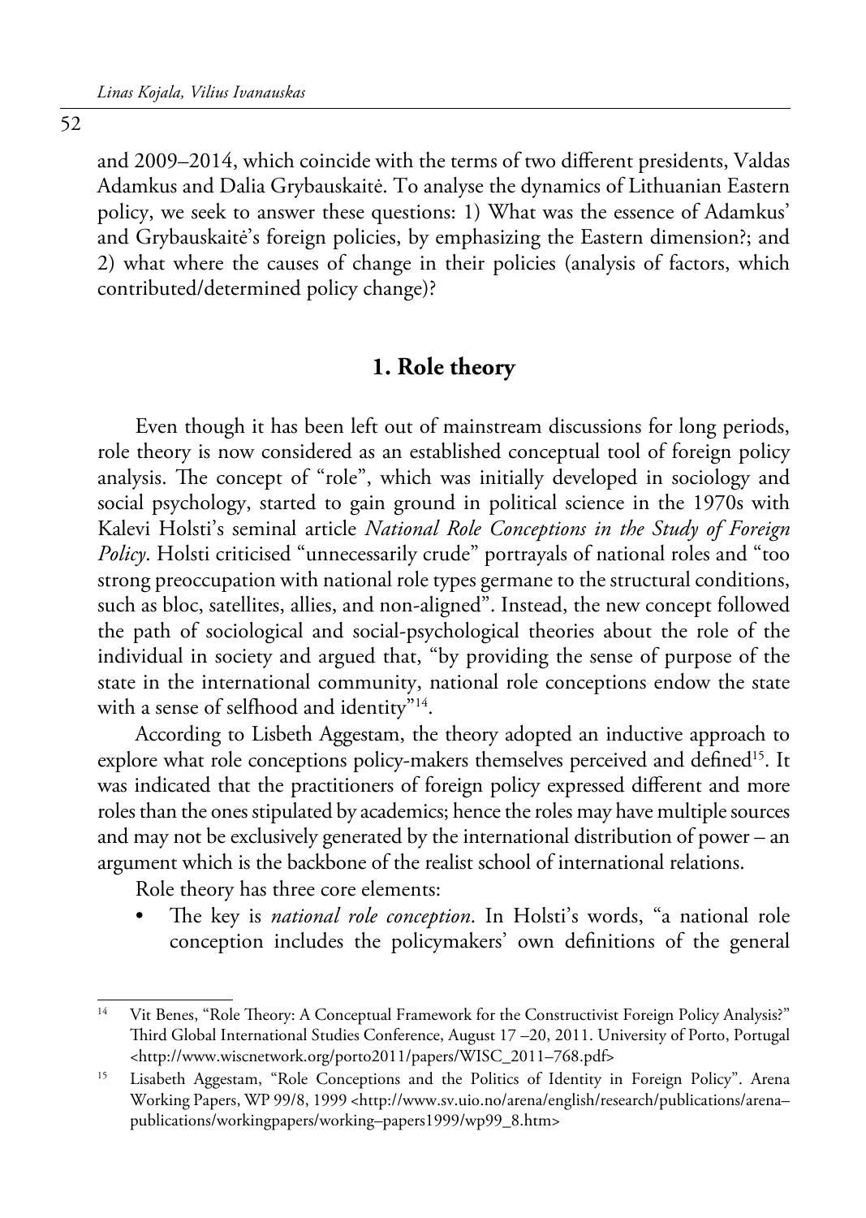and 2009–2014, which coincide with the terms of two different presidents, Valdas Adamkus and Dalia Grybauskaitė. To analyse the dynamics of Lithuanian Eastern policy, we seek to answer these questions: 1) What was the essence of Adamkus' and Grybauskaitė's foreign policies, by emphasizing the Eastern dimension?; and 2) what where the causes of change in their policies (analysis of factors, which contributed/determined policy change)?

## 1. Role theory

Even though it has been left out of mainstream discussions for long periods, role theory is now considered as an established conceptual tool of foreign policy analysis. The concept of "role", which was initially developed in sociology and social psychology, started to gain ground in political science in the 1970s with Kalevi Holsti's seminal article *National Role Conceptions in the Study of Foreign Policy*. Holsti criticised "unnecessarily crude" portrayals of national roles and "too strong preoccupation with national role types germane to the structural conditions, such as bloc, satellites, allies, and non-aligned". Instead, the new concept followed the path of sociological and social-psychological theories about the role of the individual in society and argued that, "by providing the sense of purpose of the state in the international community, national role conceptions endow the state with a sense of selfhood and identity"[14].

According to Lisbeth Aggestam, the theory adopted an inductive approach to explore what role conceptions policy-makers themselves perceived and defined[15]. It was indicated that the practitioners of foreign policy expressed different and more roles than the ones stipulated by academics; hence the roles may have multiple sources and may not be exclusively generated by the international distribution of power – an argument which is the backbone of the realist school of international relations.

Role theory has three core elements:

- The key is *national role conception*. In Holsti's words, "a national role conception includes the policymakers' own definitions of the general

---

[14] Vit Benes, "Role Theory: A Conceptual Framework for the Constructivist Foreign Policy Analysis?" Third Global International Studies Conference, August 17 –20, 2011. University of Porto, Portugal <http://www.wiscnetwork.org/porto2011/papers/WISC_2011–768.pdf>

[15] Lisabeth Aggestam, "Role Conceptions and the Politics of Identity in Foreign Policy". Arena Working Papers, WP 99/8, 1999 <http://www.sv.uio.no/arena/english/research/publications/arena–publications/workingpapers/working–papers1999/wp99_8.htm>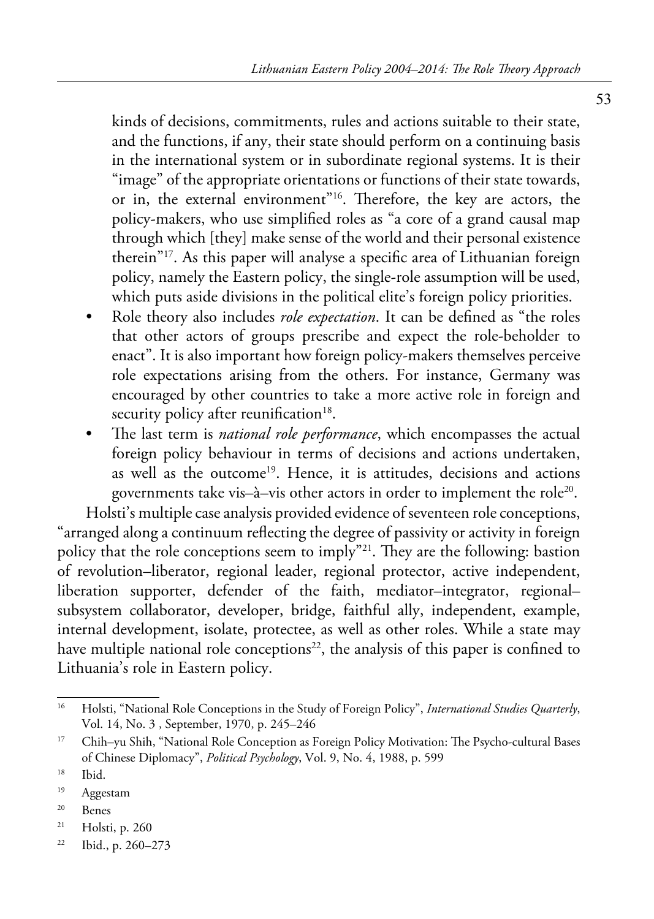kinds of decisions, commitments, rules and actions suitable to their state, and the functions, if any, their state should perform on a continuing basis in the international system or in subordinate regional systems. It is their "image" of the appropriate orientations or functions of their state towards, or in, the external environment"[16]. Therefore, the key are actors, the policy-makers, who use simplified roles as "a core of a grand causal map through which [they] make sense of the world and their personal existence therein"[17]. As this paper will analyse a specific area of Lithuanian foreign policy, namely the Eastern policy, the single-role assumption will be used, which puts aside divisions in the political elite's foreign policy priorities.

- Role theory also includes *role expectation*. It can be defined as "the roles that other actors of groups prescribe and expect the role-beholder to enact". It is also important how foreign policy-makers themselves perceive role expectations arising from the others. For instance, Germany was encouraged by other countries to take a more active role in foreign and security policy after reunification[18].
- The last term is *national role performance*, which encompasses the actual foreign policy behaviour in terms of decisions and actions undertaken, as well as the outcome[19]. Hence, it is attitudes, decisions and actions governments take vis–à–vis other actors in order to implement the role[20].

Holsti's multiple case analysis provided evidence of seventeen role conceptions, "arranged along a continuum reflecting the degree of passivity or activity in foreign policy that the role conceptions seem to imply"[21]. They are the following: bastion of revolution–liberator, regional leader, regional protector, active independent, liberation supporter, defender of the faith, mediator–integrator, regional–subsystem collaborator, developer, bridge, faithful ally, independent, example, internal development, isolate, protectee, as well as other roles. While a state may have multiple national role conceptions[22], the analysis of this paper is confined to Lithuania's role in Eastern policy.

---

[16] Holsti, "National Role Conceptions in the Study of Foreign Policy", *International Studies Quarterly*, Vol. 14, No. 3 , September, 1970, p. 245–246

[17] Chih–yu Shih, "National Role Conception as Foreign Policy Motivation: The Psycho-cultural Bases of Chinese Diplomacy", *Political Psychology*, Vol. 9, No. 4, 1988, p. 599

[18] Ibid.

[19] Aggestam

[20] Benes

[21] Holsti, p. 260

[22] Ibid., p. 260–273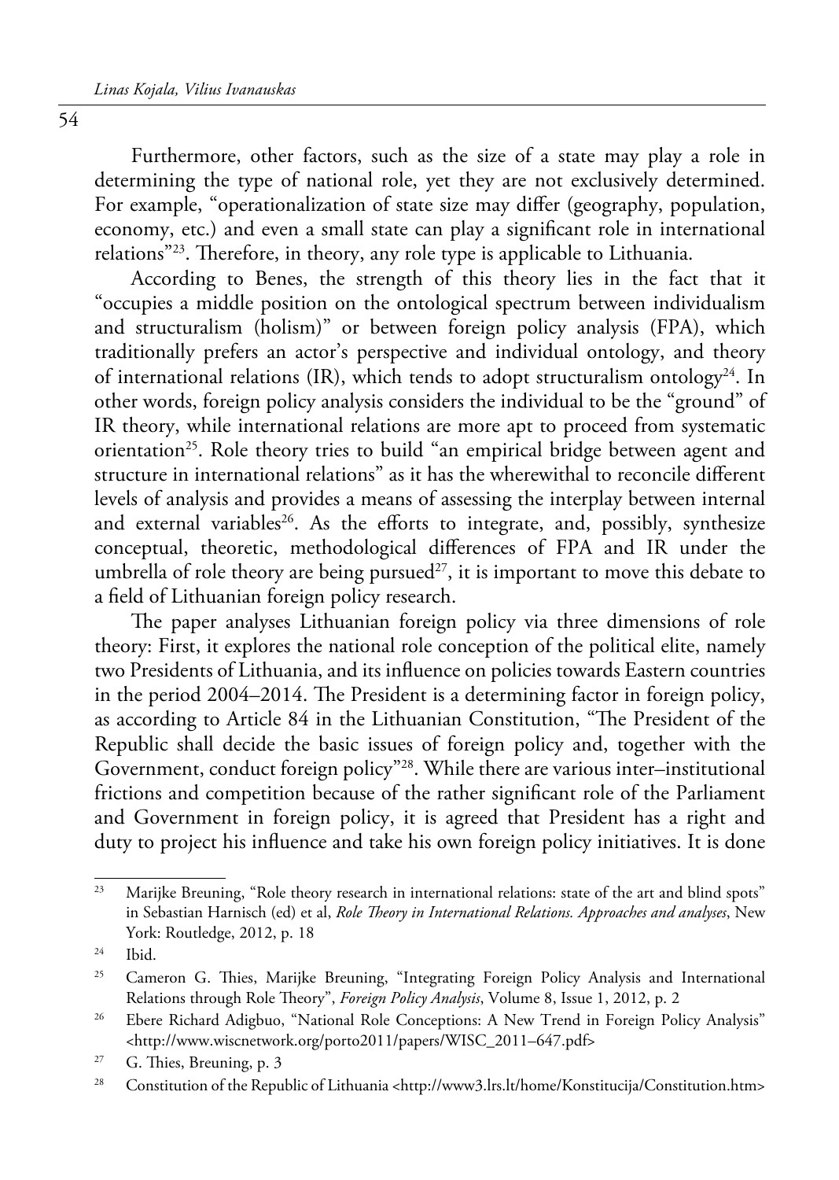Furthermore, other factors, such as the size of a state may play a role in determining the type of national role, yet they are not exclusively determined. For example, "operationalization of state size may differ (geography, population, economy, etc.) and even a small state can play a significant role in international relations"[23]. Therefore, in theory, any role type is applicable to Lithuania.

According to Benes, the strength of this theory lies in the fact that it "occupies a middle position on the ontological spectrum between individualism and structuralism (holism)" or between foreign policy analysis (FPA), which traditionally prefers an actor's perspective and individual ontology, and theory of international relations (IR), which tends to adopt structuralism ontology[24]. In other words, foreign policy analysis considers the individual to be the "ground" of IR theory, while international relations are more apt to proceed from systematic orientation[25]. Role theory tries to build "an empirical bridge between agent and structure in international relations" as it has the wherewithal to reconcile different levels of analysis and provides a means of assessing the interplay between internal and external variables[26]. As the efforts to integrate, and, possibly, synthesize conceptual, theoretic, methodological differences of FPA and IR under the umbrella of role theory are being pursued[27], it is important to move this debate to a field of Lithuanian foreign policy research.

The paper analyses Lithuanian foreign policy via three dimensions of role theory: First, it explores the national role conception of the political elite, namely two Presidents of Lithuania, and its influence on policies towards Eastern countries in the period 2004–2014. The President is a determining factor in foreign policy, as according to Article 84 in the Lithuanian Constitution, "The President of the Republic shall decide the basic issues of foreign policy and, together with the Government, conduct foreign policy"[28]. While there are various inter–institutional frictions and competition because of the rather significant role of the Parliament and Government in foreign policy, it is agreed that President has a right and duty to project his influence and take his own foreign policy initiatives. It is done

---

[23] Marijke Breuning, "Role theory research in international relations: state of the art and blind spots" in Sebastian Harnisch (ed) et al, *Role Theory in International Relations. Approaches and analyses*, New York: Routledge, 2012, p. 18

[24] Ibid.

[25] Cameron G. Thies, Marijke Breuning, "Integrating Foreign Policy Analysis and International Relations through Role Theory", *Foreign Policy Analysis*, Volume 8, Issue 1, 2012, p. 2

[26] Ebere Richard Adigbuo, "National Role Conceptions: A New Trend in Foreign Policy Analysis" <http://www.wiscnetwork.org/porto2011/papers/WISC_2011–647.pdf>

[27] G. Thies, Breuning, p. 3

[28] Constitution of the Republic of Lithuania <http://www3.lrs.lt/home/Konstitucija/Constitution.htm>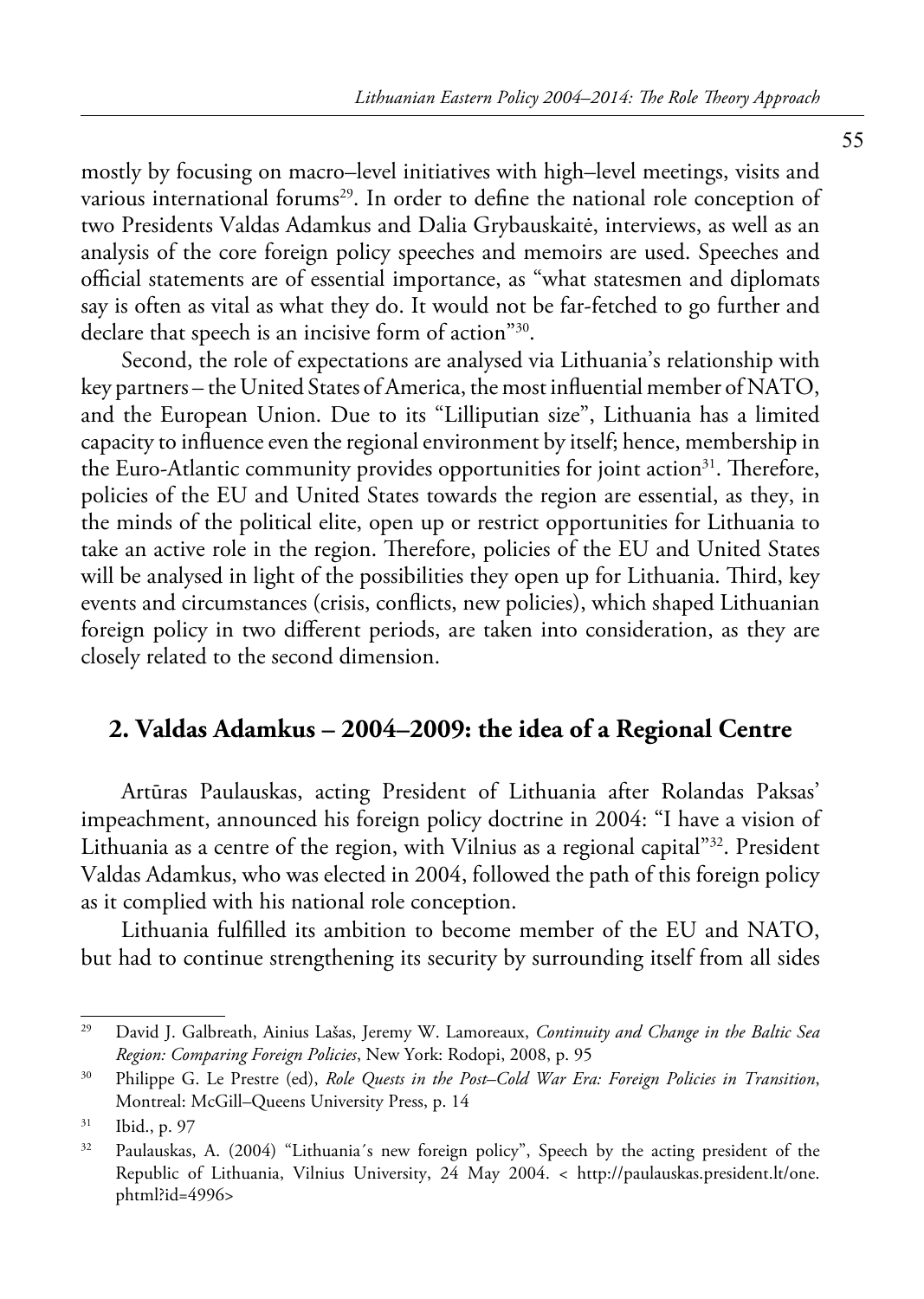mostly by focusing on macro–level initiatives with high–level meetings, visits and various international forums[29]. In order to define the national role conception of two Presidents Valdas Adamkus and Dalia Grybauskaitė, interviews, as well as an analysis of the core foreign policy speeches and memoirs are used. Speeches and official statements are of essential importance, as "what statesmen and diplomats say is often as vital as what they do. It would not be far-fetched to go further and declare that speech is an incisive form of action"[30].

Second, the role of expectations are analysed via Lithuania's relationship with key partners – the United States of America, the most influential member of NATO, and the European Union. Due to its "Lilliputian size", Lithuania has a limited capacity to influence even the regional environment by itself; hence, membership in the Euro-Atlantic community provides opportunities for joint action[31]. Therefore, policies of the EU and United States towards the region are essential, as they, in the minds of the political elite, open up or restrict opportunities for Lithuania to take an active role in the region. Therefore, policies of the EU and United States will be analysed in light of the possibilities they open up for Lithuania. Third, key events and circumstances (crisis, conflicts, new policies), which shaped Lithuanian foreign policy in two different periods, are taken into consideration, as they are closely related to the second dimension.

## 2. Valdas Adamkus – 2004–2009: the idea of a Regional Centre

Artūras Paulauskas, acting President of Lithuania after Rolandas Paksas' impeachment, announced his foreign policy doctrine in 2004: "I have a vision of Lithuania as a centre of the region, with Vilnius as a regional capital"[32]. President Valdas Adamkus, who was elected in 2004, followed the path of this foreign policy as it complied with his national role conception.

Lithuania fulfilled its ambition to become member of the EU and NATO, but had to continue strengthening its security by surrounding itself from all sides

---

[29] David J. Galbreath, Ainius Lašas, Jeremy W. Lamoreaux, *Continuity and Change in the Baltic Sea Region: Comparing Foreign Policies*, New York: Rodopi, 2008, p. 95

[30] Philippe G. Le Prestre (ed), *Role Quests in the Post–Cold War Era: Foreign Policies in Transition*, Montreal: McGill–Queens University Press, p. 14

[31] Ibid., p. 97

[32] Paulauskas, A. (2004) "Lithuania´s new foreign policy", Speech by the acting president of the Republic of Lithuania, Vilnius University, 24 May 2004. < http://paulauskas.president.lt/one.phtml?id=4996>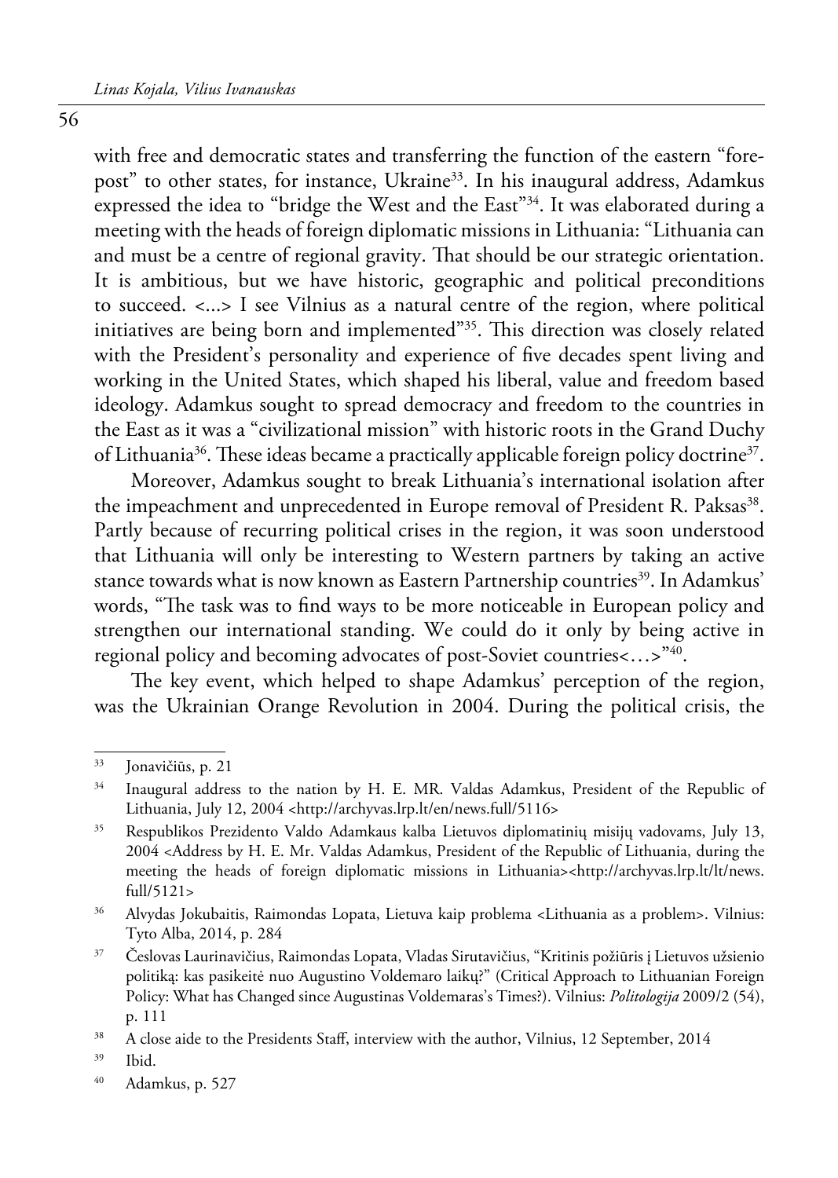with free and democratic states and transferring the function of the eastern "fore-post" to other states, for instance, Ukraine[33]. In his inaugural address, Adamkus expressed the idea to "bridge the West and the East"[34]. It was elaborated during a meeting with the heads of foreign diplomatic missions in Lithuania: "Lithuania can and must be a centre of regional gravity. That should be our strategic orientation. It is ambitious, but we have historic, geographic and political preconditions to succeed. <...> I see Vilnius as a natural centre of the region, where political initiatives are being born and implemented"[35]. This direction was closely related with the President's personality and experience of five decades spent living and working in the United States, which shaped his liberal, value and freedom based ideology. Adamkus sought to spread democracy and freedom to the countries in the East as it was a "civilizational mission" with historic roots in the Grand Duchy of Lithuania[36]. These ideas became a practically applicable foreign policy doctrine[37].

Moreover, Adamkus sought to break Lithuania's international isolation after the impeachment and unprecedented in Europe removal of President R. Paksas[38]. Partly because of recurring political crises in the region, it was soon understood that Lithuania will only be interesting to Western partners by taking an active stance towards what is now known as Eastern Partnership countries[39]. In Adamkus' words, "The task was to find ways to be more noticeable in European policy and strengthen our international standing. We could do it only by being active in regional policy and becoming advocates of post-Soviet countries<…>"[40].

The key event, which helped to shape Adamkus' perception of the region, was the Ukrainian Orange Revolution in 2004. During the political crisis, the

---

[33] Jonavičiūs, p. 21

[34] Inaugural address to the nation by H. E. MR. Valdas Adamkus, President of the Republic of Lithuania, July 12, 2004 <http://archyvas.lrp.lt/en/news.full/5116>

[35] Respublikos Prezidento Valdo Adamkaus kalba Lietuvos diplomatinių misijų vadovams, July 13, 2004 <Address by H. E. Mr. Valdas Adamkus, President of the Republic of Lithuania, during the meeting the heads of foreign diplomatic missions in Lithuania><http://archyvas.lrp.lt/lt/news.full/5121>

[36] Alvydas Jokubaitis, Raimondas Lopata, Lietuva kaip problema <Lithuania as a problem>. Vilnius: Tyto Alba, 2014, p. 284

[37] Česlovas Laurinavičius, Raimondas Lopata, Vladas Sirutavičius, "Kritinis požiūris į Lietuvos užsienio politiką: kas pasikeitė nuo Augustino Voldemaro laikų?" (Critical Approach to Lithuanian Foreign Policy: What has Changed since Augustinas Voldemaras's Times?). Vilnius: *Politologija* 2009/2 (54), p. 111

[38] A close aide to the Presidents Staff, interview with the author, Vilnius, 12 September, 2014

[39] Ibid.

[40] Adamkus, p. 527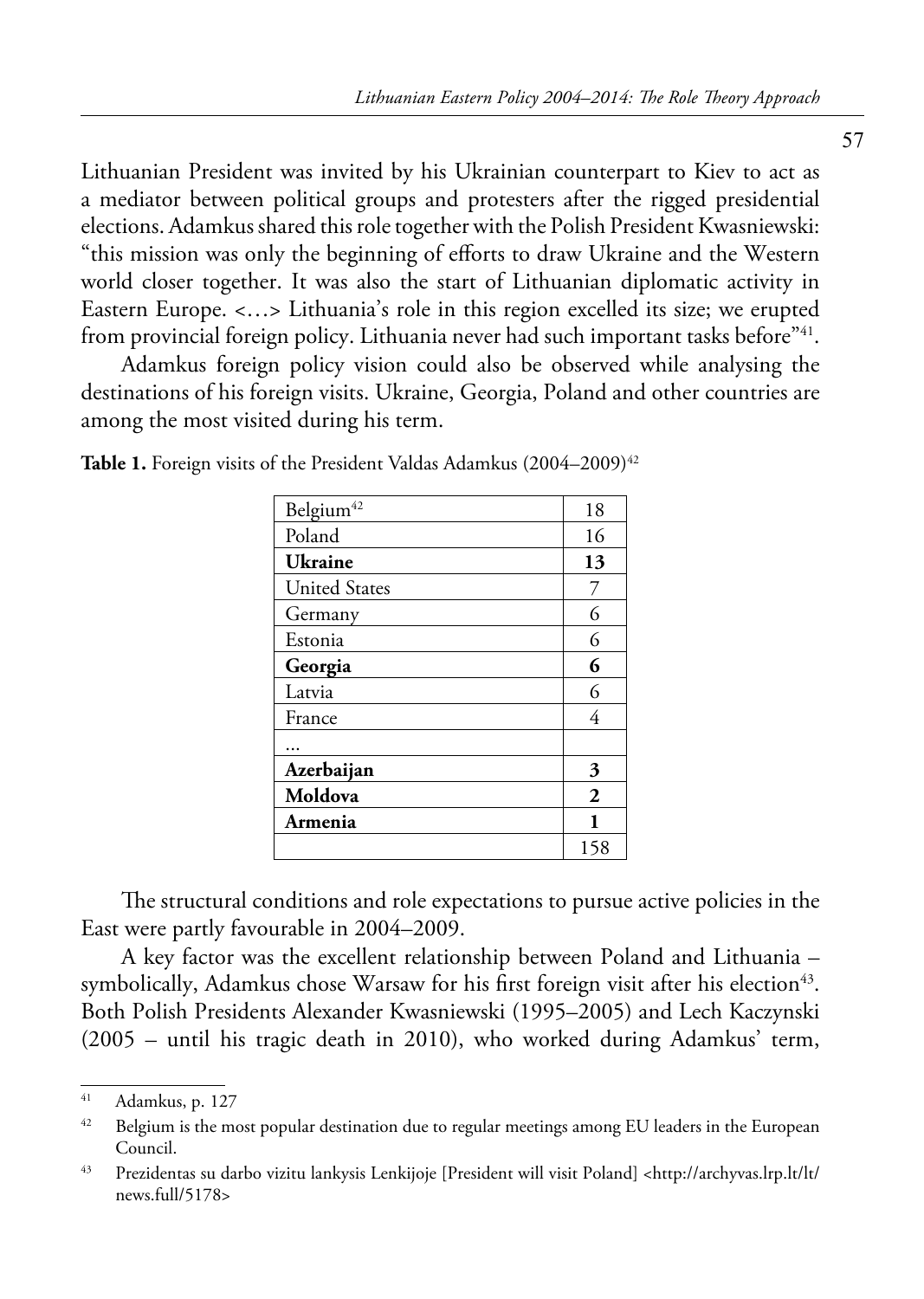Lithuanian President was invited by his Ukrainian counterpart to Kiev to act as a mediator between political groups and protesters after the rigged presidential elections. Adamkus shared this role together with the Polish President Kwasniewski: "this mission was only the beginning of efforts to draw Ukraine and the Western world closer together. It was also the start of Lithuanian diplomatic activity in Eastern Europe. <…> Lithuania's role in this region excelled its size; we erupted from provincial foreign policy. Lithuania never had such important tasks before"[41].

Adamkus foreign policy vision could also be observed while analysing the destinations of his foreign visits. Ukraine, Georgia, Poland and other countries are among the most visited during his term.

**Table 1.** Foreign visits of the President Valdas Adamkus (2004–2009)[42]

| | |
|---|---|
| Belgium[42] | 18 |
| Poland | 16 |
| **Ukraine** | **13** |
| United States | 7 |
| Germany | 6 |
| Estonia | 6 |
| **Georgia** | **6** |
| Latvia | 6 |
| France | 4 |
| … | |
| **Azerbaijan** | **3** |
| **Moldova** | **2** |
| **Armenia** | **1** |
| | 158 |

The structural conditions and role expectations to pursue active policies in the East were partly favourable in 2004–2009.

A key factor was the excellent relationship between Poland and Lithuania – symbolically, Adamkus chose Warsaw for his first foreign visit after his election[43]. Both Polish Presidents Alexander Kwasniewski (1995–2005) and Lech Kaczynski (2005 – until his tragic death in 2010), who worked during Adamkus' term,

---

[41] Adamkus, p. 127

[42] Belgium is the most popular destination due to regular meetings among EU leaders in the European Council.

[43] Prezidentas su darbo vizitu lankysis Lenkijoje [President will visit Poland] <http://archyvas.lrp.lt/lt/news.full/5178>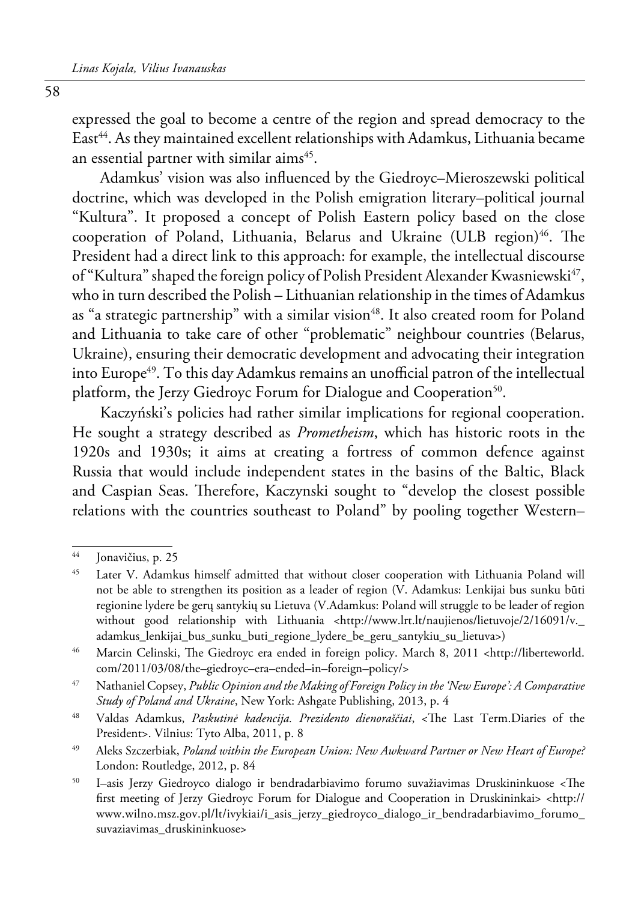expressed the goal to become a centre of the region and spread democracy to the East[44]. As they maintained excellent relationships with Adamkus, Lithuania became an essential partner with similar aims[45].

Adamkus' vision was also influenced by the Giedroyc–Mieroszewski political doctrine, which was developed in the Polish emigration literary–political journal "Kultura". It proposed a concept of Polish Eastern policy based on the close cooperation of Poland, Lithuania, Belarus and Ukraine (ULB region)[46]. The President had a direct link to this approach: for example, the intellectual discourse of "Kultura" shaped the foreign policy of Polish President Alexander Kwasniewski[47], who in turn described the Polish – Lithuanian relationship in the times of Adamkus as "a strategic partnership" with a similar vision[48]. It also created room for Poland and Lithuania to take care of other "problematic" neighbour countries (Belarus, Ukraine), ensuring their democratic development and advocating their integration into Europe[49]. To this day Adamkus remains an unofficial patron of the intellectual platform, the Jerzy Giedroyc Forum for Dialogue and Cooperation[50].

Kaczyński's policies had rather similar implications for regional cooperation. He sought a strategy described as *Prometheism*, which has historic roots in the 1920s and 1930s; it aims at creating a fortress of common defence against Russia that would include independent states in the basins of the Baltic, Black and Caspian Seas. Therefore, Kaczynski sought to "develop the closest possible relations with the countries southeast to Poland" by pooling together Western–

---

[44] Jonavičius, p. 25

[45] Later V. Adamkus himself admitted that without closer cooperation with Lithuania Poland will not be able to strengthen its position as a leader of region (V. Adamkus: Lenkijai bus sunku būti regionine lydere be gerų santykių su Lietuva (V.Adamkus: Poland will struggle to be leader of region without good relationship with Lithuania <http://www.lrt.lt/naujienos/lietuvoje/2/16091/v._adamkus_lenkijai_bus_sunku_buti_regione_lydere_be_geru_santykiu_su_lietuva>)

[46] Marcin Celinski, The Giedroyc era ended in foreign policy. March 8, 2011 <http://liberteworld.com/2011/03/08/the–giedroyc–era–ended–in–foreign–policy/>

[47] Nathaniel Copsey, *Public Opinion and the Making of Foreign Policy in the 'New Europe': A Comparative Study of Poland and Ukraine*, New York: Ashgate Publishing, 2013, p. 4

[48] Valdas Adamkus, *Paskutinė kadencija. Prezidento dienoraščiai*, <The Last Term.Diaries of the President>. Vilnius: Tyto Alba, 2011, p. 8

[49] Aleks Szczerbiak, *Poland within the European Union: New Awkward Partner or New Heart of Europe?* London: Routledge, 2012, p. 84

[50] I–asis Jerzy Giedroyco dialogo ir bendradarbiavimo forumo suvažiavimas Druskininkuose <The first meeting of Jerzy Giedroyc Forum for Dialogue and Cooperation in Druskininkai> <http://www.wilno.msz.gov.pl/lt/ivykiai/i_asis_jerzy_giedroyco_dialogo_ir_bendradarbiavimo_forumo_suvaziavimas_druskininkuose>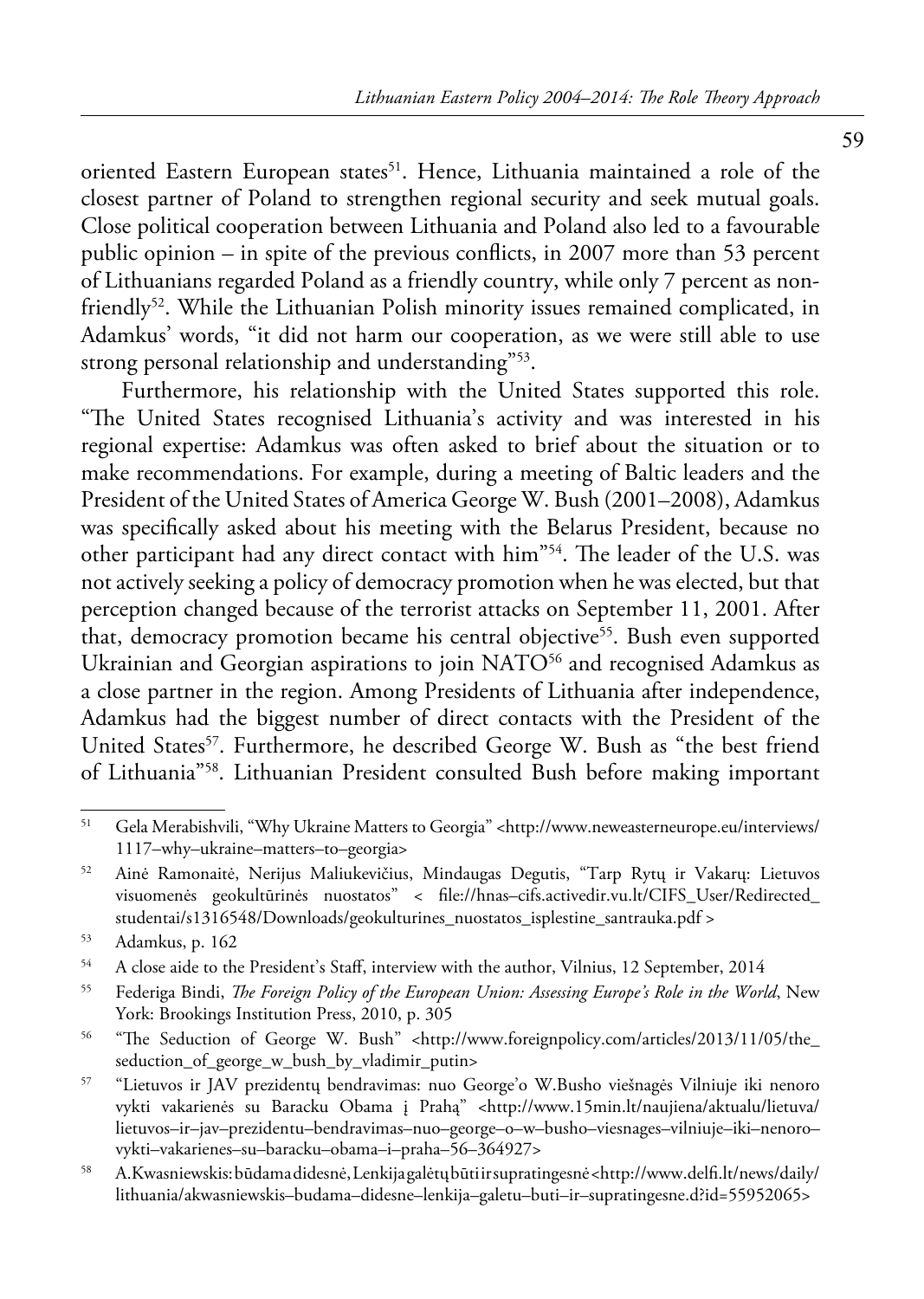oriented Eastern European states[51]. Hence, Lithuania maintained a role of the closest partner of Poland to strengthen regional security and seek mutual goals. Close political cooperation between Lithuania and Poland also led to a favourable public opinion – in spite of the previous conflicts, in 2007 more than 53 percent of Lithuanians regarded Poland as a friendly country, while only 7 percent as non-friendly[52]. While the Lithuanian Polish minority issues remained complicated, in Adamkus' words, "it did not harm our cooperation, as we were still able to use strong personal relationship and understanding"[53].

Furthermore, his relationship with the United States supported this role. "The United States recognised Lithuania's activity and was interested in his regional expertise: Adamkus was often asked to brief about the situation or to make recommendations. For example, during a meeting of Baltic leaders and the President of the United States of America George W. Bush (2001–2008), Adamkus was specifically asked about his meeting with the Belarus President, because no other participant had any direct contact with him"[54]. The leader of the U.S. was not actively seeking a policy of democracy promotion when he was elected, but that perception changed because of the terrorist attacks on September 11, 2001. After that, democracy promotion became his central objective[55]. Bush even supported Ukrainian and Georgian aspirations to join NATO[56] and recognised Adamkus as a close partner in the region. Among Presidents of Lithuania after independence, Adamkus had the biggest number of direct contacts with the President of the United States[57]. Furthermore, he described George W. Bush as "the best friend of Lithuania"[58]. Lithuanian President consulted Bush before making important

---

[51] Gela Merabishvili, "Why Ukraine Matters to Georgia" <http://www.neweasterneurope.eu/interviews/1117–why–ukraine–matters–to–georgia>

[52] Ainė Ramonaitė, Nerijus Maliukevičius, Mindaugas Degutis, "Tarp Rytų ir Vakarų: Lietuvos visuomenės geokultūrinės nuostatos" < file://hnas–cifs.activedir.vu.lt/CIFS_User/Redirected_studentai/s1316548/Downloads/geokulturines_nuostatos_isplestine_santrauka.pdf >

[53] Adamkus, p. 162

[54] A close aide to the President's Staff, interview with the author, Vilnius, 12 September, 2014

[55] Federiga Bindi, *The Foreign Policy of the European Union: Assessing Europe's Role in the World*, New York: Brookings Institution Press, 2010, p. 305

[56] "The Seduction of George W. Bush" <http://www.foreignpolicy.com/articles/2013/11/05/the_seduction_of_george_w_bush_by_vladimir_putin>

[57] "Lietuvos ir JAV prezidentų bendravimas: nuo George'o W.Busho viešnagės Vilniuje iki nenoro vykti vakarienės su Baracku Obama į Prahą" <http://www.15min.lt/naujiena/aktualu/lietuva/lietuvos–ir–jav–prezidentu–bendravimas–nuo–george–o–w–busho–viesnages–vilniuje–iki–nenoro–vykti–vakarienes–su–baracku–obama–i–praha–56–364927>

[58] A.Kwasniewskis: būdama didesnė, Lenkija galėtų būti ir supratingesnė <http://www.delfi.lt/news/daily/lithuania/akwasniewskis–budama–didesne–lenkija–galetu–buti–ir–supratingesne.d?id=55952065>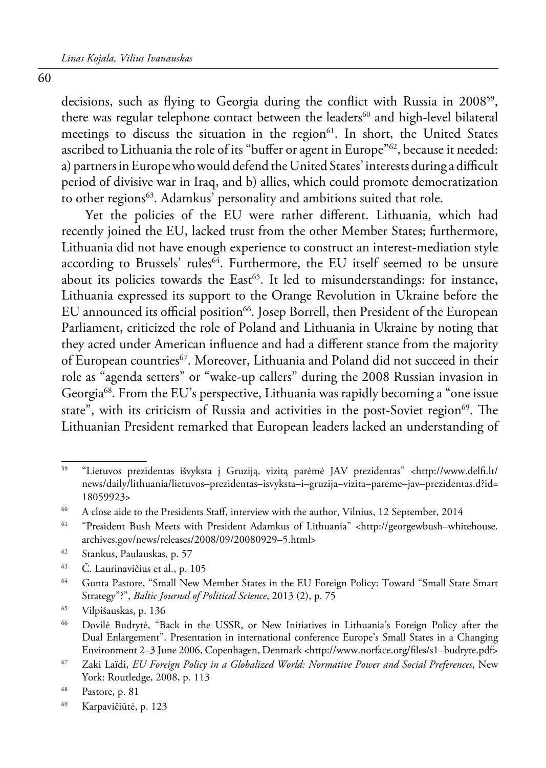decisions, such as flying to Georgia during the conflict with Russia in 2008[59], there was regular telephone contact between the leaders[60] and high-level bilateral meetings to discuss the situation in the region[61]. In short, the United States ascribed to Lithuania the role of its "buffer or agent in Europe"[62], because it needed: a) partners in Europe who would defend the United States' interests during a difficult period of divisive war in Iraq, and b) allies, which could promote democratization to other regions[63]. Adamkus' personality and ambitions suited that role.

Yet the policies of the EU were rather different. Lithuania, which had recently joined the EU, lacked trust from the other Member States; furthermore, Lithuania did not have enough experience to construct an interest-mediation style according to Brussels' rules[64]. Furthermore, the EU itself seemed to be unsure about its policies towards the East[65]. It led to misunderstandings: for instance, Lithuania expressed its support to the Orange Revolution in Ukraine before the EU announced its official position[66]. Josep Borrell, then President of the European Parliament, criticized the role of Poland and Lithuania in Ukraine by noting that they acted under American influence and had a different stance from the majority of European countries[67]. Moreover, Lithuania and Poland did not succeed in their role as "agenda setters" or "wake-up callers" during the 2008 Russian invasion in Georgia[68]. From the EU's perspective, Lithuania was rapidly becoming a "one issue state", with its criticism of Russia and activities in the post-Soviet region[69]. The Lithuanian President remarked that European leaders lacked an understanding of

---

[59] "Lietuvos prezidentas išvyksta į Gruziją, vizitą parėmė JAV prezidentas" <http://www.delfi.lt/news/daily/lithuania/lietuvos–prezidentas–isvyksta–i–gruzija–vizita–pareme–jav–prezidentas.d?id=18059923>

[60] A close aide to the Presidents Staff, interview with the author, Vilnius, 12 September, 2014

[61] "President Bush Meets with President Adamkus of Lithuania" <http://georgewbush–whitehouse.archives.gov/news/releases/2008/09/20080929–5.html>

[62] Stankus, Paulauskas, p. 57

[63] Č. Laurinavičius et al., p. 105

[64] Gunta Pastore, "Small New Member States in the EU Foreign Policy: Toward "Small State Smart Strategy"?", *Baltic Journal of Political Science*, 2013 (2), p. 75

[65] Vilpišauskas, p. 136

[66] Dovilė Budrytė, "Back in the USSR, or New Initiatives in Lithuania's Foreign Policy after the Dual Enlargement". Presentation in international conference Europe's Small States in a Changing Environment 2–3 June 2006, Copenhagen, Denmark <http://www.norface.org/files/s1–budryte.pdf>

[67] Zaki Laïdi, *EU Foreign Policy in a Globalized World: Normative Power and Social Preferences*, New York: Routledge, 2008, p. 113

[68] Pastore, p. 81

[69] Karpavičiūtė, p. 123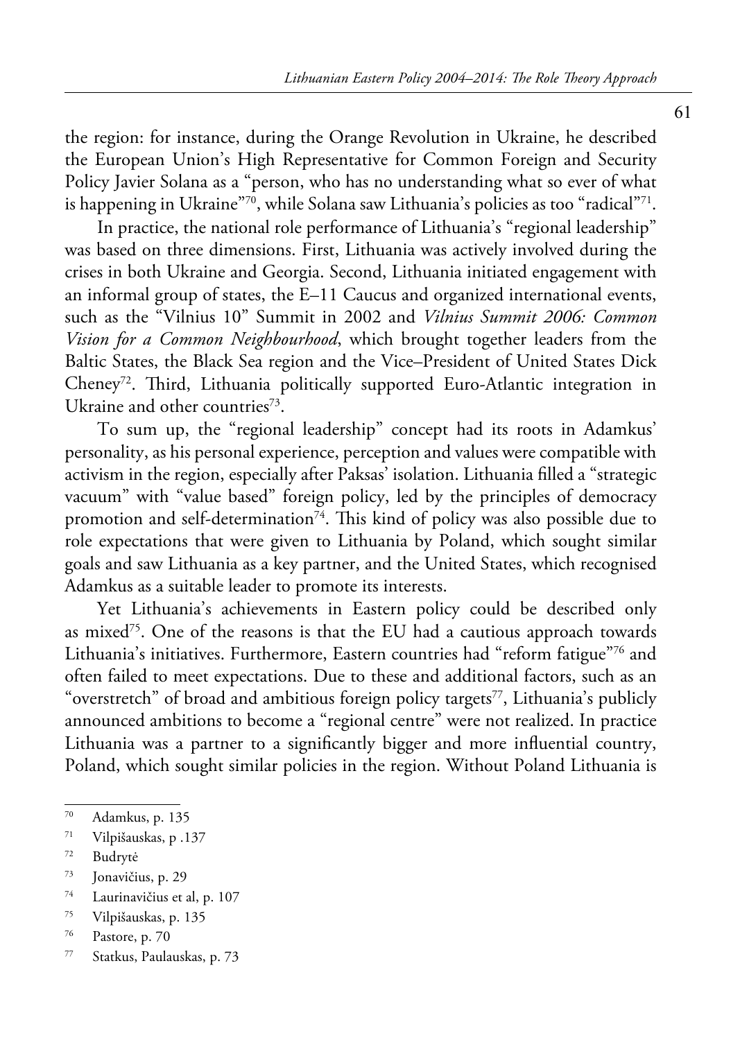the region: for instance, during the Orange Revolution in Ukraine, he described the European Union's High Representative for Common Foreign and Security Policy Javier Solana as a "person, who has no understanding what so ever of what is happening in Ukraine"[70], while Solana saw Lithuania's policies as too "radical"[71].

In practice, the national role performance of Lithuania's "regional leadership" was based on three dimensions. First, Lithuania was actively involved during the crises in both Ukraine and Georgia. Second, Lithuania initiated engagement with an informal group of states, the E–11 Caucus and organized international events, such as the "Vilnius 10" Summit in 2002 and *Vilnius Summit 2006: Common Vision for a Common Neighbourhood*, which brought together leaders from the Baltic States, the Black Sea region and the Vice–President of United States Dick Cheney[72]. Third, Lithuania politically supported Euro-Atlantic integration in Ukraine and other countries[73].

To sum up, the "regional leadership" concept had its roots in Adamkus' personality, as his personal experience, perception and values were compatible with activism in the region, especially after Paksas' isolation. Lithuania filled a "strategic vacuum" with "value based" foreign policy, led by the principles of democracy promotion and self-determination[74]. This kind of policy was also possible due to role expectations that were given to Lithuania by Poland, which sought similar goals and saw Lithuania as a key partner, and the United States, which recognised Adamkus as a suitable leader to promote its interests.

Yet Lithuania's achievements in Eastern policy could be described only as mixed[75]. One of the reasons is that the EU had a cautious approach towards Lithuania's initiatives. Furthermore, Eastern countries had "reform fatigue"[76] and often failed to meet expectations. Due to these and additional factors, such as an "overstretch" of broad and ambitious foreign policy targets[77], Lithuania's publicly announced ambitions to become a "regional centre" were not realized. In practice Lithuania was a partner to a significantly bigger and more influential country, Poland, which sought similar policies in the region. Without Poland Lithuania is

---

[70] Adamkus, p. 135

[71] Vilpišauskas, p .137

[72] Budrytė

[73] Jonavičius, p. 29

[74] Laurinavičius et al, p. 107

[75] Vilpišauskas, p. 135

[76] Pastore, p. 70

[77] Statkus, Paulauskas, p. 73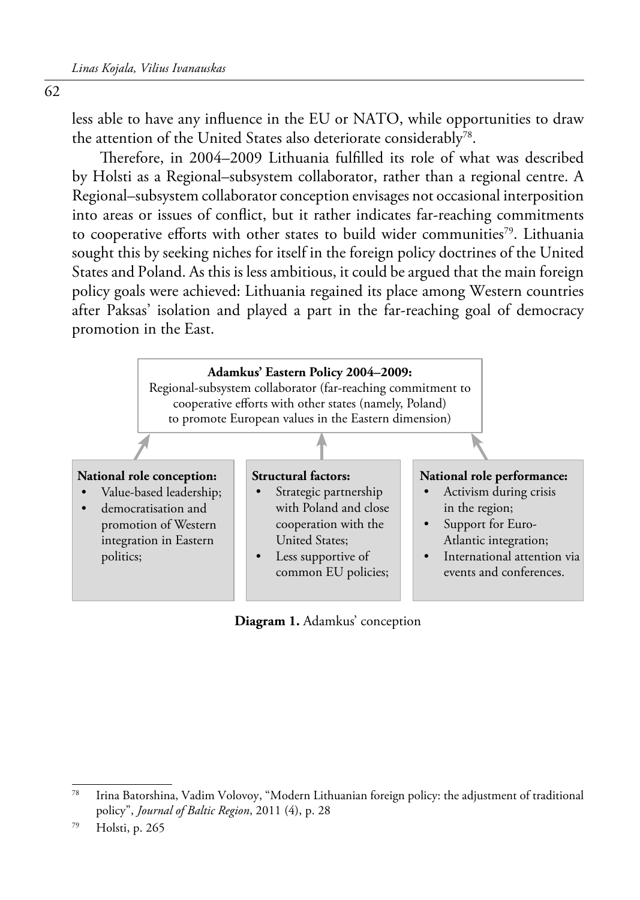less able to have any influence in the EU or NATO, while opportunities to draw the attention of the United States also deteriorate considerably[78].

Therefore, in 2004–2009 Lithuania fulfilled its role of what was described by Holsti as a Regional–subsystem collaborator, rather than a regional centre. A Regional–subsystem collaborator conception envisages not occasional interposition into areas or issues of conflict, but it rather indicates far-reaching commitments to cooperative efforts with other states to build wider communities[79]. Lithuania sought this by seeking niches for itself in the foreign policy doctrines of the United States and Poland. As this is less ambitious, it could be argued that the main foreign policy goals were achieved: Lithuania regained its place among Western countries after Paksas' isolation and played a part in the far-reaching goal of democracy promotion in the East.

**Adamkus' Eastern Policy 2004–2009:**
Regional-subsystem collaborator (far-reaching commitment to cooperative efforts with other states (namely, Poland) to promote European values in the Eastern dimension)

**National role conception:**
- Value-based leadership;
- democratisation and promotion of Western integration in Eastern politics;

**Structural factors:**
- Strategic partnership with Poland and close cooperation with the United States;
- Less supportive of common EU policies;

**National role performance:**
- Activism during crisis in the region;
- Support for Euro-Atlantic integration;
- International attention via events and conferences.

**Diagram 1.** Adamkus' conception

---

[78] Irina Batorshina, Vadim Volovoy, "Modern Lithuanian foreign policy: the adjustment of traditional policy", *Journal of Baltic Region*, 2011 (4), p. 28

[79] Holsti, p. 265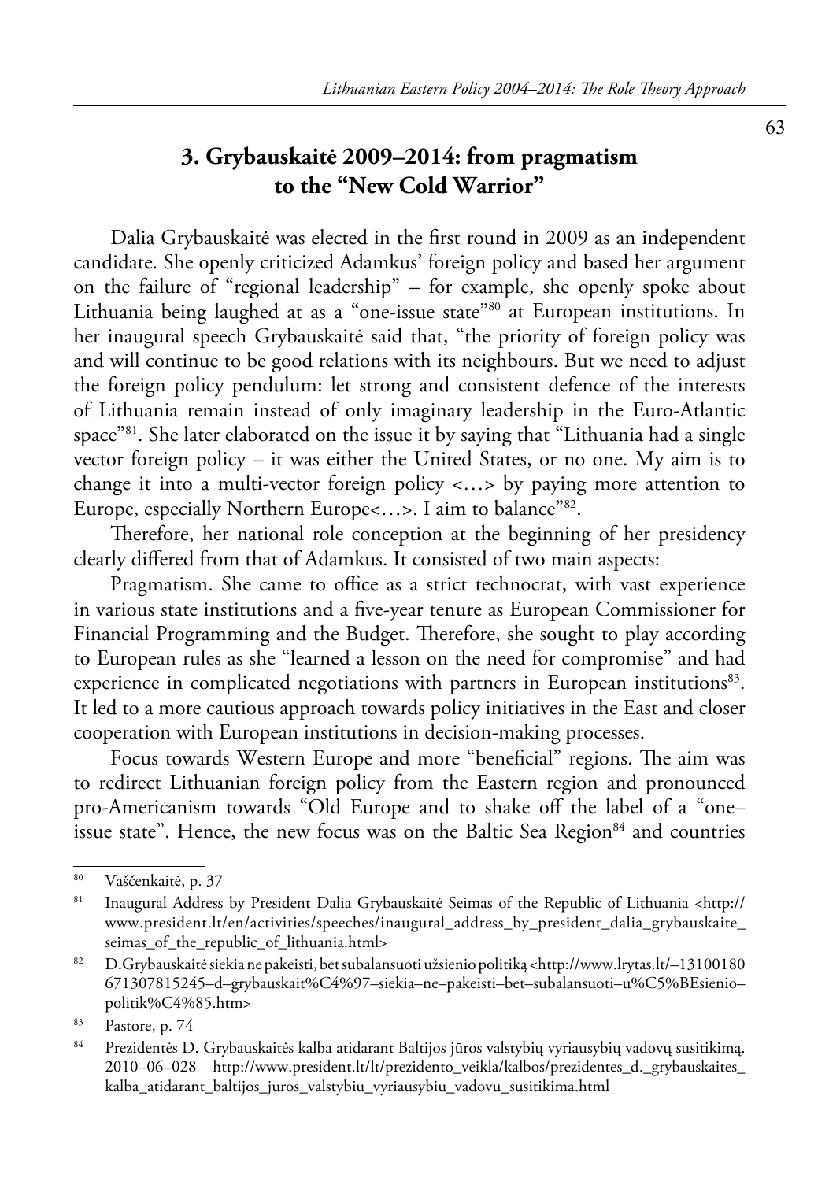## 3. Grybauskaitė 2009–2014: from pragmatism to the "New Cold Warrior"

Dalia Grybauskaitė was elected in the first round in 2009 as an independent candidate. She openly criticized Adamkus' foreign policy and based her argument on the failure of "regional leadership" – for example, she openly spoke about Lithuania being laughed at as a "one-issue state"[80] at European institutions. In her inaugural speech Grybauskaitė said that, "the priority of foreign policy was and will continue to be good relations with its neighbours. But we need to adjust the foreign policy pendulum: let strong and consistent defence of the interests of Lithuania remain instead of only imaginary leadership in the Euro-Atlantic space"[81]. She later elaborated on the issue it by saying that "Lithuania had a single vector foreign policy – it was either the United States, or no one. My aim is to change it into a multi-vector foreign policy <…> by paying more attention to Europe, especially Northern Europe<…>. I aim to balance"[82].

Therefore, her national role conception at the beginning of her presidency clearly differed from that of Adamkus. It consisted of two main aspects:

Pragmatism. She came to office as a strict technocrat, with vast experience in various state institutions and a five-year tenure as European Commissioner for Financial Programming and the Budget. Therefore, she sought to play according to European rules as she "learned a lesson on the need for compromise" and had experience in complicated negotiations with partners in European institutions[83]. It led to a more cautious approach towards policy initiatives in the East and closer cooperation with European institutions in decision-making processes.

Focus towards Western Europe and more "beneficial" regions. The aim was to redirect Lithuanian foreign policy from the Eastern region and pronounced pro-Americanism towards "Old Europe and to shake off the label of a "one–issue state". Hence, the new focus was on the Baltic Sea Region[84] and countries

---

[80] Vaščenkaitė, p. 37

[81] Inaugural Address by President Dalia Grybauskaitė Seimas of the Republic of Lithuania <http://www.president.lt/en/activities/speeches/inaugural_address_by_president_dalia_grybauskaite_seimas_of_the_republic_of_lithuania.html>

[82] D.Grybauskaitė siekia ne pakeisti, bet subalansuoti užsienio politiką <http://www.lrytas.lt/–13100180671307815245–d–grybauskait%C4%97–siekia–ne–pakeisti–bet–subalansuoti–u%C5%BEsienio–politik%C4%85.htm>

[83] Pastore, p. 74

[84] Prezidentės D. Grybauskaitės kalba atidarant Baltijos jūros valstybių vyriausybių vadovų susitikimą. 2010–06–028 http://www.president.lt/lt/prezidento_veikla/kalbos/prezidentes_d._grybauskaites_kalba_atidarant_baltijos_juros_valstybiu_vyriausybiu_vadovu_susitikima.html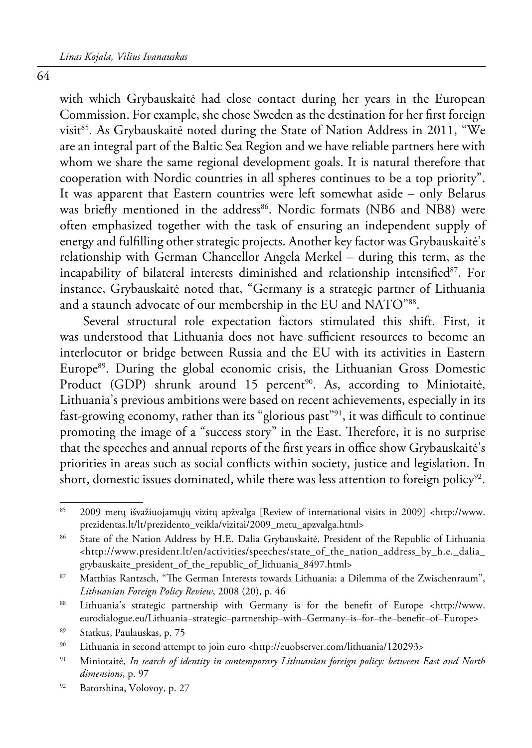with which Grybauskaitė had close contact during her years in the European Commission. For example, she chose Sweden as the destination for her first foreign visit[85]. As Grybauskaitė noted during the State of Nation Address in 2011, "We are an integral part of the Baltic Sea Region and we have reliable partners here with whom we share the same regional development goals. It is natural therefore that cooperation with Nordic countries in all spheres continues to be a top priority". It was apparent that Eastern countries were left somewhat aside – only Belarus was briefly mentioned in the address[86]. Nordic formats (NB6 and NB8) were often emphasized together with the task of ensuring an independent supply of energy and fulfilling other strategic projects. Another key factor was Grybauskaitė's relationship with German Chancellor Angela Merkel – during this term, as the incapability of bilateral interests diminished and relationship intensified[87]. For instance, Grybauskaitė noted that, "Germany is a strategic partner of Lithuania and a staunch advocate of our membership in the EU and NATO"[88].

Several structural role expectation factors stimulated this shift. First, it was understood that Lithuania does not have sufficient resources to become an interlocutor or bridge between Russia and the EU with its activities in Eastern Europe[89]. During the global economic crisis, the Lithuanian Gross Domestic Product (GDP) shrunk around 15 percent[90]. As, according to Miniotaitė, Lithuania's previous ambitions were based on recent achievements, especially in its fast-growing economy, rather than its "glorious past"[91], it was difficult to continue promoting the image of a "success story" in the East. Therefore, it is no surprise that the speeches and annual reports of the first years in office show Grybauskaitė's priorities in areas such as social conflicts within society, justice and legislation. In short, domestic issues dominated, while there was less attention to foreign policy[92].

---

[85] 2009 metų išvažiuojamųjų vizitų apžvalga [Review of international visits in 2009] <http://www.prezidentas.lt/lt/prezidento_veikla/vizitai/2009_metu_apzvalga.html>

[86] State of the Nation Address by H.E. Dalia Grybauskaitė, President of the Republic of Lithuania <http://www.president.lt/en/activities/speeches/state_of_the_nation_address_by_h.e._dalia_grybauskaite_president_of_the_republic_of_lithuania_8497.html>

[87] Matthias Rantzsch, "The German Interests towards Lithuania: a Dilemma of the Zwischenraum", *Lithuanian Foreign Policy Review*, 2008 (20), p. 46

[88] Lithuania's strategic partnership with Germany is for the benefit of Europe <http://www.eurodialogue.eu/Lithuania–strategic–partnership–with–Germany–is–for–the–benefit–of–Europe>

[89] Statkus, Paulauskas, p. 75

[90] Lithuania in second attempt to join euro <http://euobserver.com/lithuania/120293>

[91] Miniotaitė, *In search of identity in contemporary Lithuanian foreign policy: between East and North dimensions*, p. 97

[92] Batorshina, Volovoy, p. 27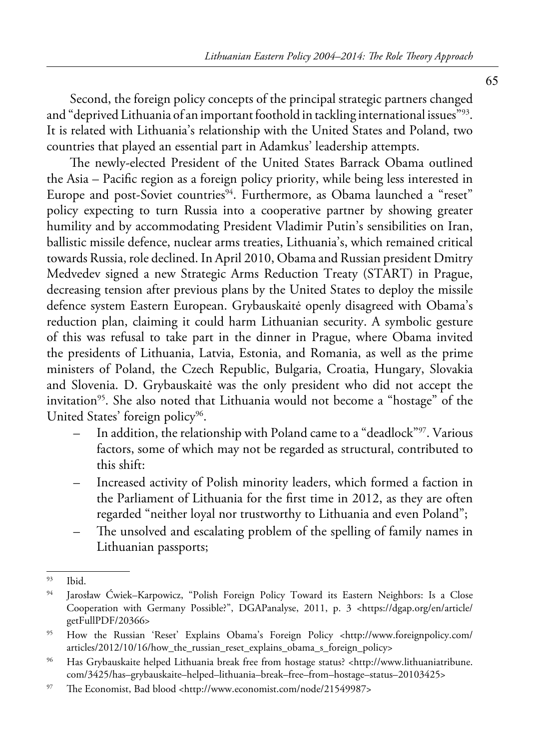Second, the foreign policy concepts of the principal strategic partners changed and "deprived Lithuania of an important foothold in tackling international issues"[93]. It is related with Lithuania's relationship with the United States and Poland, two countries that played an essential part in Adamkus' leadership attempts.

The newly-elected President of the United States Barrack Obama outlined the Asia – Pacific region as a foreign policy priority, while being less interested in Europe and post-Soviet countries[94]. Furthermore, as Obama launched a "reset" policy expecting to turn Russia into a cooperative partner by showing greater humility and by accommodating President Vladimir Putin's sensibilities on Iran, ballistic missile defence, nuclear arms treaties, Lithuania's, which remained critical towards Russia, role declined. In April 2010, Obama and Russian president Dmitry Medvedev signed a new Strategic Arms Reduction Treaty (START) in Prague, decreasing tension after previous plans by the United States to deploy the missile defence system Eastern European. Grybauskaitė openly disagreed with Obama's reduction plan, claiming it could harm Lithuanian security. A symbolic gesture of this was refusal to take part in the dinner in Prague, where Obama invited the presidents of Lithuania, Latvia, Estonia, and Romania, as well as the prime ministers of Poland, the Czech Republic, Bulgaria, Croatia, Hungary, Slovakia and Slovenia. D. Grybauskaitė was the only president who did not accept the invitation[95]. She also noted that Lithuania would not become a "hostage" of the United States' foreign policy[96].

- In addition, the relationship with Poland came to a "deadlock"[97]. Various factors, some of which may not be regarded as structural, contributed to this shift:
- Increased activity of Polish minority leaders, which formed a faction in the Parliament of Lithuania for the first time in 2012, as they are often regarded "neither loyal nor trustworthy to Lithuania and even Poland";
- The unsolved and escalating problem of the spelling of family names in Lithuanian passports;

---

[93] Ibid.

[94] Jarosław Ćwiek–Karpowicz, "Polish Foreign Policy Toward its Eastern Neighbors: Is a Close Cooperation with Germany Possible?", DGAPanalyse, 2011, p. 3 <https://dgap.org/en/article/getFullPDF/20366>

[95] How the Russian 'Reset' Explains Obama's Foreign Policy <http://www.foreignpolicy.com/articles/2012/10/16/how_the_russian_reset_explains_obama_s_foreign_policy>

[96] Has Grybauskaite helped Lithuania break free from hostage status? <http://www.lithuaniatribune.com/3425/has–grybauskaite–helped–lithuania–break–free–from–hostage–status–20103425>

[97] The Economist, Bad blood <http://www.economist.com/node/21549987>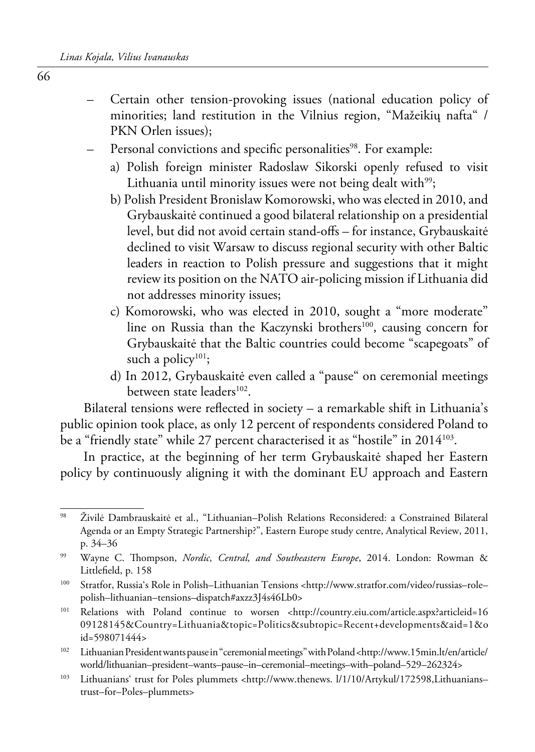- Certain other tension-provoking issues (national education policy of minorities; land restitution in the Vilnius region, "Mažeikių nafta" / PKN Orlen issues);
- Personal convictions and specific personalities[98]. For example:
  - a) Polish foreign minister Radoslaw Sikorski openly refused to visit Lithuania until minority issues were not being dealt with[99];
  - b) Polish President Bronislaw Komorowski, who was elected in 2010, and Grybauskaitė continued a good bilateral relationship on a presidential level, but did not avoid certain stand-offs – for instance, Grybauskaitė declined to visit Warsaw to discuss regional security with other Baltic leaders in reaction to Polish pressure and suggestions that it might review its position on the NATO air-policing mission if Lithuania did not addresses minority issues;
  - c) Komorowski, who was elected in 2010, sought a "more moderate" line on Russia than the Kaczynski brothers[100], causing concern for Grybauskaitė that the Baltic countries could become "scapegoats" of such a policy[101];
  - d) In 2012, Grybauskaitė even called a "pause" on ceremonial meetings between state leaders[102].

Bilateral tensions were reflected in society – a remarkable shift in Lithuania's public opinion took place, as only 12 percent of respondents considered Poland to be a "friendly state" while 27 percent characterised it as "hostile" in 2014[103].

In practice, at the beginning of her term Grybauskaitė shaped her Eastern policy by continuously aligning it with the dominant EU approach and Eastern

---

[98] Živilė Dambrauskaitė et al., "Lithuanian–Polish Relations Reconsidered: a Constrained Bilateral Agenda or an Empty Strategic Partnership?", Eastern Europe study centre, Analytical Review, 2011, p. 34–36

[99] Wayne C. Thompson, *Nordic, Central, and Southeastern Europe*, 2014. London: Rowman & Littlefield, p. 158

[100] Stratfor, Russia's Role in Polish–Lithuanian Tensions <http://www.stratfor.com/video/russias–role–polish–lithuanian–tensions–dispatch#axzz3J4s46Lb0>

[101] Relations with Poland continue to worsen <http://country.eiu.com/article.aspx?articleid=1609128145&Country=Lithuania&topic=Politics&subtopic=Recent+developments&aid=1&oid=598071444>

[102] Lithuanian President wants pause in "ceremonial meetings" with Poland <http://www.15min.lt/en/article/world/lithuanian–president–wants–pause–in–ceremonial–meetings–with–poland–529–262324>

[103] Lithuanians' trust for Poles plummets <http://www.thenews. l/1/10/Artykul/172598,Lithuanians–trust–for–Poles–plummets>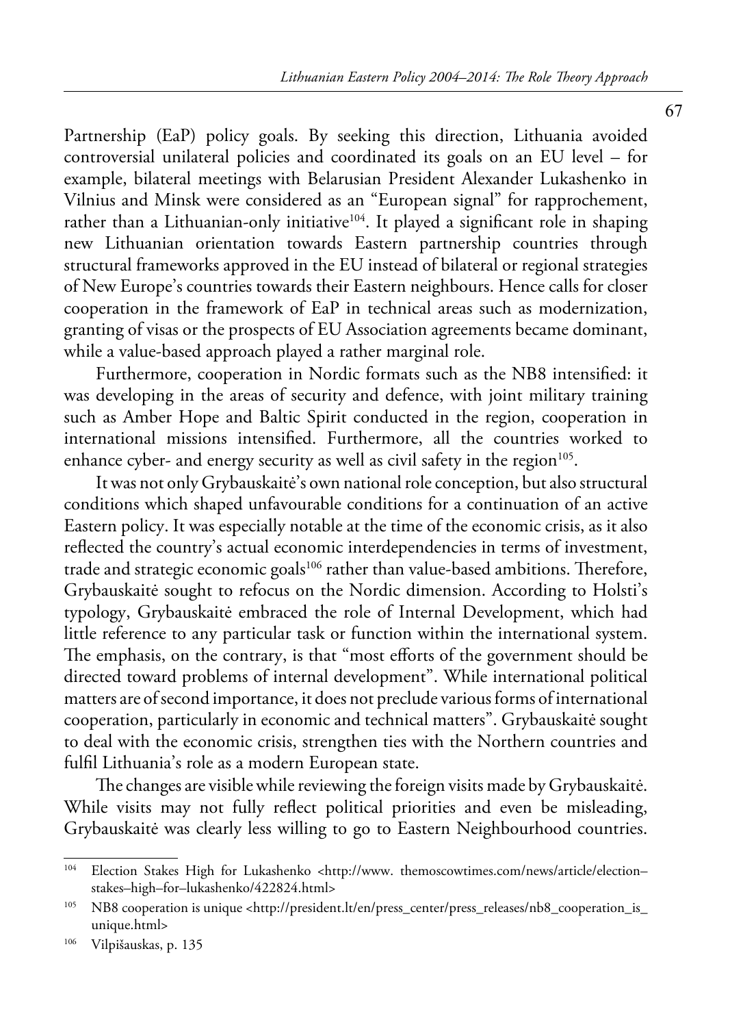Partnership (EaP) policy goals. By seeking this direction, Lithuania avoided controversial unilateral policies and coordinated its goals on an EU level – for example, bilateral meetings with Belarusian President Alexander Lukashenko in Vilnius and Minsk were considered as an "European signal" for rapprochement, rather than a Lithuanian-only initiative[104]. It played a significant role in shaping new Lithuanian orientation towards Eastern partnership countries through structural frameworks approved in the EU instead of bilateral or regional strategies of New Europe's countries towards their Eastern neighbours. Hence calls for closer cooperation in the framework of EaP in technical areas such as modernization, granting of visas or the prospects of EU Association agreements became dominant, while a value-based approach played a rather marginal role.

Furthermore, cooperation in Nordic formats such as the NB8 intensified: it was developing in the areas of security and defence, with joint military training such as Amber Hope and Baltic Spirit conducted in the region, cooperation in international missions intensified. Furthermore, all the countries worked to enhance cyber- and energy security as well as civil safety in the region[105].

It was not only Grybauskaitė's own national role conception, but also structural conditions which shaped unfavourable conditions for a continuation of an active Eastern policy. It was especially notable at the time of the economic crisis, as it also reflected the country's actual economic interdependencies in terms of investment, trade and strategic economic goals[106] rather than value-based ambitions. Therefore, Grybauskaitė sought to refocus on the Nordic dimension. According to Holsti's typology, Grybauskaitė embraced the role of Internal Development, which had little reference to any particular task or function within the international system. The emphasis, on the contrary, is that "most efforts of the government should be directed toward problems of internal development". While international political matters are of second importance, it does not preclude various forms of international cooperation, particularly in economic and technical matters". Grybauskaitė sought to deal with the economic crisis, strengthen ties with the Northern countries and fulfil Lithuania's role as a modern European state.

The changes are visible while reviewing the foreign visits made by Grybauskaitė. While visits may not fully reflect political priorities and even be misleading, Grybauskaitė was clearly less willing to go to Eastern Neighbourhood countries.

---

[104] Election Stakes High for Lukashenko <http://www. themoscowtimes.com/news/article/election–stakes–high–for–lukashenko/422824.html>

[105] NB8 cooperation is unique <http://president.lt/en/press_center/press_releases/nb8_cooperation_is_unique.html>

[106] Vilpišauskas, p. 135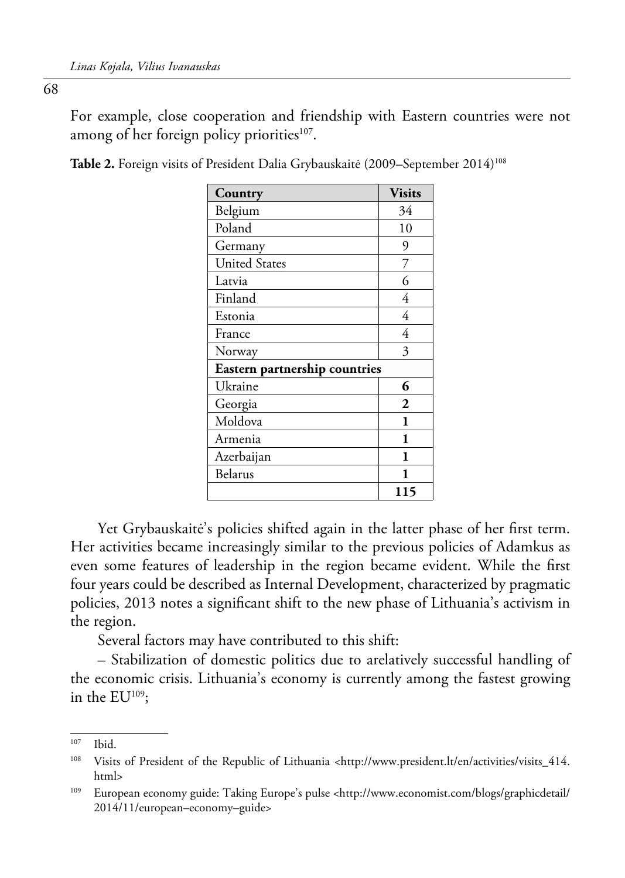For example, close cooperation and friendship with Eastern countries were not among of her foreign policy priorities[107].

**Table 2.** Foreign visits of President Dalia Grybauskaitė (2009–September 2014)[108]

| Country | Visits |
|---|---|
| Belgium | 34 |
| Poland | 10 |
| Germany | 9 |
| United States | 7 |
| Latvia | 6 |
| Finland | 4 |
| Estonia | 4 |
| France | 4 |
| Norway | 3 |
| **Eastern partnership countries** | |
| Ukraine | **6** |
| Georgia | **2** |
| Moldova | **1** |
| Armenia | **1** |
| Azerbaijan | **1** |
| Belarus | **1** |
| | **115** |

Yet Grybauskaitė's policies shifted again in the latter phase of her first term. Her activities became increasingly similar to the previous policies of Adamkus as even some features of leadership in the region became evident. While the first four years could be described as Internal Development, characterized by pragmatic policies, 2013 notes a significant shift to the new phase of Lithuania's activism in the region.

Several factors may have contributed to this shift:

– Stabilization of domestic politics due to arelatively successful handling of the economic crisis. Lithuania's economy is currently among the fastest growing in the EU[109];

---

[107] Ibid.

[108] Visits of President of the Republic of Lithuania <http://www.president.lt/en/activities/visits_414.html>

[109] European economy guide: Taking Europe's pulse <http://www.economist.com/blogs/graphicdetail/2014/11/european–economy–guide>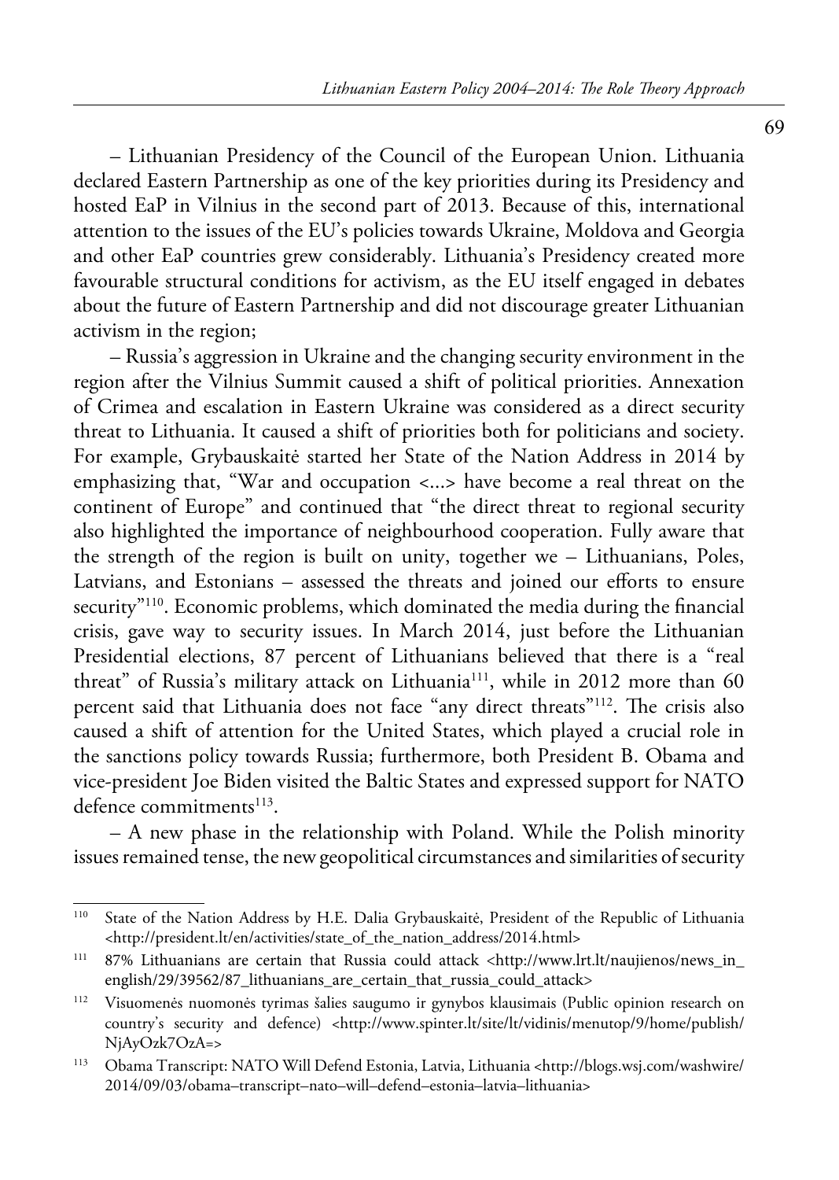– Lithuanian Presidency of the Council of the European Union. Lithuania declared Eastern Partnership as one of the key priorities during its Presidency and hosted EaP in Vilnius in the second part of 2013. Because of this, international attention to the issues of the EU's policies towards Ukraine, Moldova and Georgia and other EaP countries grew considerably. Lithuania's Presidency created more favourable structural conditions for activism, as the EU itself engaged in debates about the future of Eastern Partnership and did not discourage greater Lithuanian activism in the region;

– Russia's aggression in Ukraine and the changing security environment in the region after the Vilnius Summit caused a shift of political priorities. Annexation of Crimea and escalation in Eastern Ukraine was considered as a direct security threat to Lithuania. It caused a shift of priorities both for politicians and society. For example, Grybauskaitė started her State of the Nation Address in 2014 by emphasizing that, "War and occupation <...> have become a real threat on the continent of Europe" and continued that "the direct threat to regional security also highlighted the importance of neighbourhood cooperation. Fully aware that the strength of the region is built on unity, together we – Lithuanians, Poles, Latvians, and Estonians – assessed the threats and joined our efforts to ensure security"[110]. Economic problems, which dominated the media during the financial crisis, gave way to security issues. In March 2014, just before the Lithuanian Presidential elections, 87 percent of Lithuanians believed that there is a "real threat" of Russia's military attack on Lithuania[111], while in 2012 more than 60 percent said that Lithuania does not face "any direct threats"[112]. The crisis also caused a shift of attention for the United States, which played a crucial role in the sanctions policy towards Russia; furthermore, both President B. Obama and vice-president Joe Biden visited the Baltic States and expressed support for NATO defence commitments[113].

– A new phase in the relationship with Poland. While the Polish minority issues remained tense, the new geopolitical circumstances and similarities of security

---

[110] State of the Nation Address by H.E. Dalia Grybauskaitė, President of the Republic of Lithuania <http://president.lt/en/activities/state_of_the_nation_address/2014.html>

[111] 87% Lithuanians are certain that Russia could attack <http://www.lrt.lt/naujienos/news_in_english/29/39562/87_lithuanians_are_certain_that_russia_could_attack>

[112] Visuomenės nuomonės tyrimas šalies saugumo ir gynybos klausimais (Public opinion research on country's security and defence) <http://www.spinter.lt/site/lt/vidinis/menutop/9/home/publish/NjAyOzk7OzA=>

[113] Obama Transcript: NATO Will Defend Estonia, Latvia, Lithuania <http://blogs.wsj.com/washwire/2014/09/03/obama–transcript–nato–will–defend–estonia–latvia–lithuania>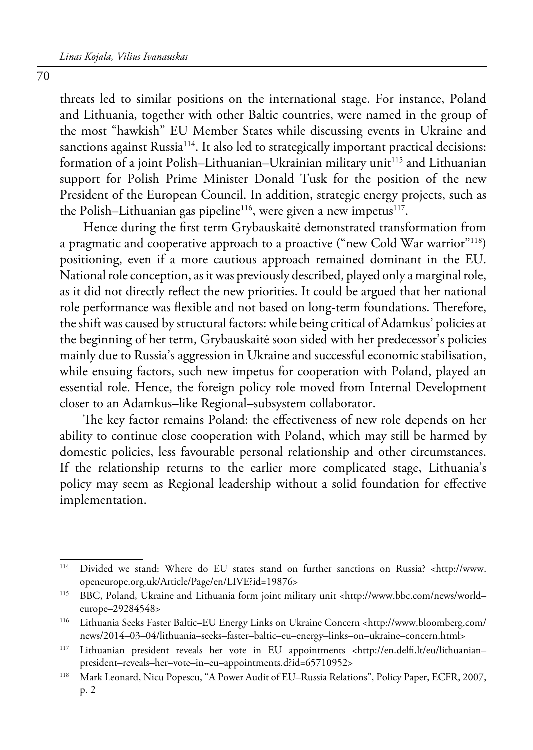threats led to similar positions on the international stage. For instance, Poland and Lithuania, together with other Baltic countries, were named in the group of the most "hawkish" EU Member States while discussing events in Ukraine and sanctions against Russia[114]. It also led to strategically important practical decisions: formation of a joint Polish–Lithuanian–Ukrainian military unit[115] and Lithuanian support for Polish Prime Minister Donald Tusk for the position of the new President of the European Council. In addition, strategic energy projects, such as the Polish–Lithuanian gas pipeline[116], were given a new impetus[117].

Hence during the first term Grybauskaitė demonstrated transformation from a pragmatic and cooperative approach to a proactive ("new Cold War warrior"[118]) positioning, even if a more cautious approach remained dominant in the EU. National role conception, as it was previously described, played only a marginal role, as it did not directly reflect the new priorities. It could be argued that her national role performance was flexible and not based on long-term foundations. Therefore, the shift was caused by structural factors: while being critical of Adamkus' policies at the beginning of her term, Grybauskaitė soon sided with her predecessor's policies mainly due to Russia's aggression in Ukraine and successful economic stabilisation, while ensuing factors, such new impetus for cooperation with Poland, played an essential role. Hence, the foreign policy role moved from Internal Development closer to an Adamkus–like Regional–subsystem collaborator.

The key factor remains Poland: the effectiveness of new role depends on her ability to continue close cooperation with Poland, which may still be harmed by domestic policies, less favourable personal relationship and other circumstances. If the relationship returns to the earlier more complicated stage, Lithuania's policy may seem as Regional leadership without a solid foundation for effective implementation.

---

[114] Divided we stand: Where do EU states stand on further sanctions on Russia? <http://www.openeurope.org.uk/Article/Page/en/LIVE?id=19876>

[115] BBC, Poland, Ukraine and Lithuania form joint military unit <http://www.bbc.com/news/world–europe–29284548>

[116] Lithuania Seeks Faster Baltic–EU Energy Links on Ukraine Concern <http://www.bloomberg.com/news/2014–03–04/lithuania–seeks–faster–baltic–eu–energy–links–on–ukraine–concern.html>

[117] Lithuanian president reveals her vote in EU appointments <http://en.delfi.lt/eu/lithuanian–president–reveals–her–vote–in–eu–appointments.d?id=65710952>

[118] Mark Leonard, Nicu Popescu, "A Power Audit of EU–Russia Relations", Policy Paper, ECFR, 2007, p. 2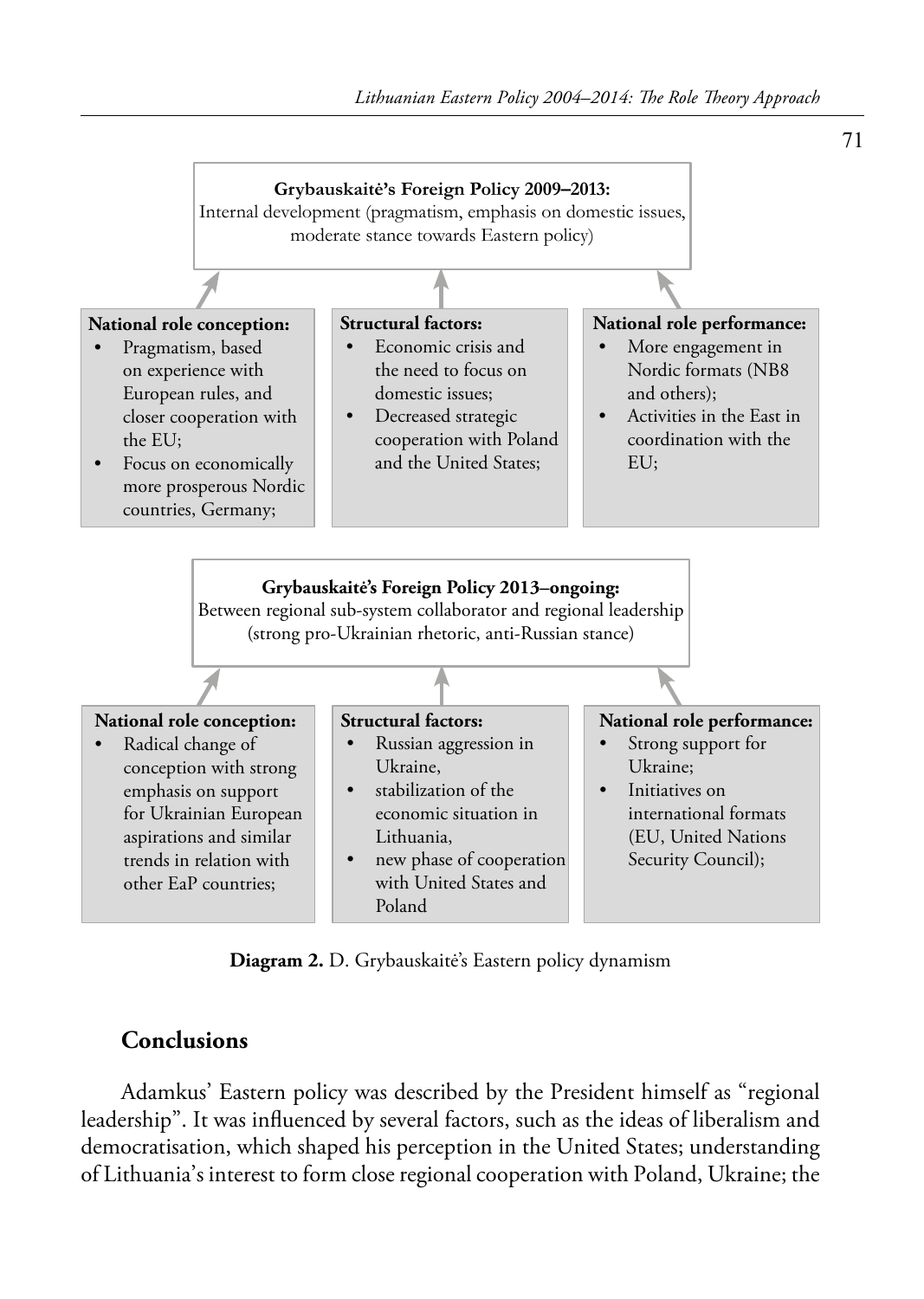**Grybauskaitė's Foreign Policy 2009–2013:**
Internal development (pragmatism, emphasis on domestic issues, moderate stance towards Eastern policy)

**National role conception:**
- Pragmatism, based on experience with European rules, and closer cooperation with the EU;
- Focus on economically more prosperous Nordic countries, Germany;

**Structural factors:**
- Economic crisis and the need to focus on domestic issues;
- Decreased strategic cooperation with Poland and the United States;

**National role performance:**
- More engagement in Nordic formats (NB8 and others);
- Activities in the East in coordination with the EU;

**Grybauskaitė's Foreign Policy 2013–ongoing:**
Between regional sub-system collaborator and regional leadership (strong pro-Ukrainian rhetoric, anti-Russian stance)

**National role conception:**
- Radical change of conception with strong emphasis on support for Ukrainian European aspirations and similar trends in relation with other EaP countries;

**Structural factors:**
- Russian aggression in Ukraine,
- stabilization of the economic situation in Lithuania,
- new phase of cooperation with United States and Poland

**National role performance:**
- Strong support for Ukraine;
- Initiatives on international formats (EU, United Nations Security Council);

**Diagram 2.** D. Grybauskaitė's Eastern policy dynamism

## Conclusions

Adamkus' Eastern policy was described by the President himself as "regional leadership". It was influenced by several factors, such as the ideas of liberalism and democratisation, which shaped his perception in the United States; understanding of Lithuania's interest to form close regional cooperation with Poland, Ukraine; the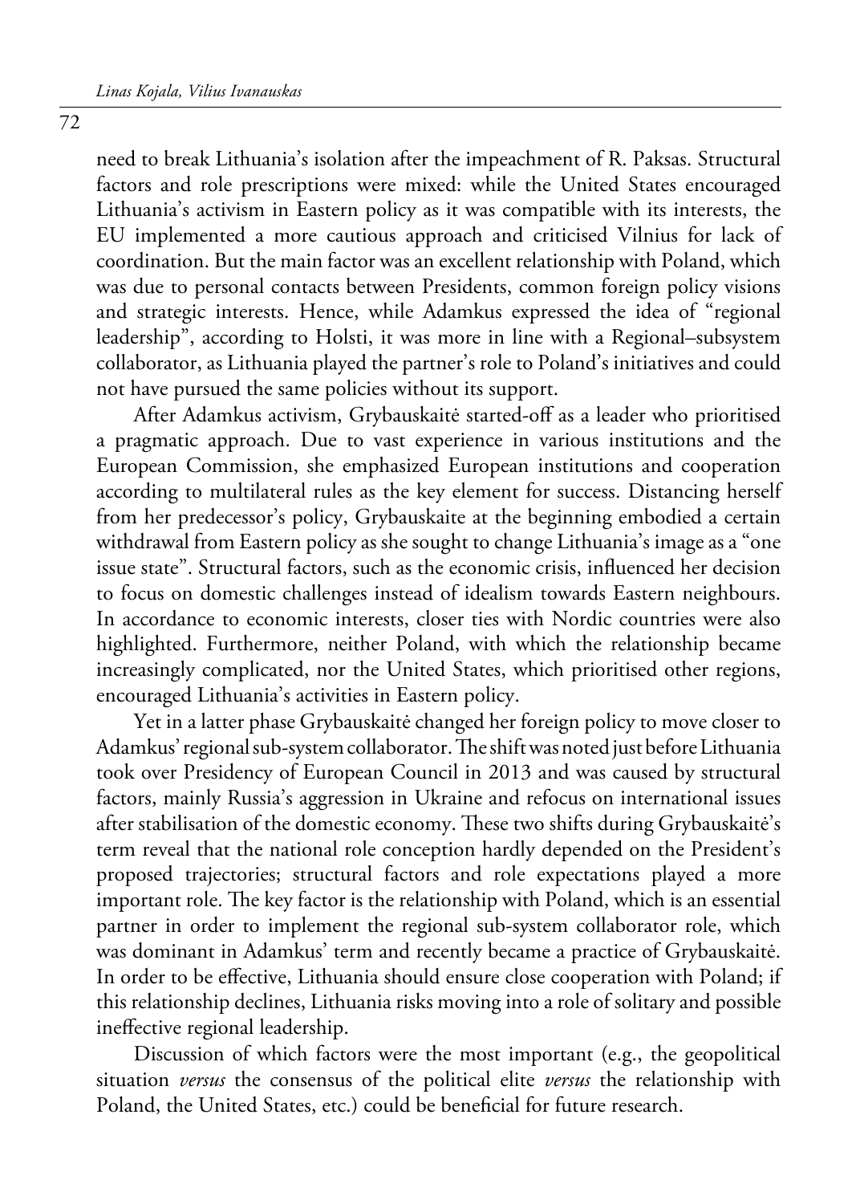need to break Lithuania's isolation after the impeachment of R. Paksas. Structural factors and role prescriptions were mixed: while the United States encouraged Lithuania's activism in Eastern policy as it was compatible with its interests, the EU implemented a more cautious approach and criticised Vilnius for lack of coordination. But the main factor was an excellent relationship with Poland, which was due to personal contacts between Presidents, common foreign policy visions and strategic interests. Hence, while Adamkus expressed the idea of "regional leadership", according to Holsti, it was more in line with a Regional–subsystem collaborator, as Lithuania played the partner's role to Poland's initiatives and could not have pursued the same policies without its support.

After Adamkus activism, Grybauskaitė started-off as a leader who prioritised a pragmatic approach. Due to vast experience in various institutions and the European Commission, she emphasized European institutions and cooperation according to multilateral rules as the key element for success. Distancing herself from her predecessor's policy, Grybauskaite at the beginning embodied a certain withdrawal from Eastern policy as she sought to change Lithuania's image as a "one issue state". Structural factors, such as the economic crisis, influenced her decision to focus on domestic challenges instead of idealism towards Eastern neighbours. In accordance to economic interests, closer ties with Nordic countries were also highlighted. Furthermore, neither Poland, with which the relationship became increasingly complicated, nor the United States, which prioritised other regions, encouraged Lithuania's activities in Eastern policy.

Yet in a latter phase Grybauskaitė changed her foreign policy to move closer to Adamkus' regional sub-system collaborator. The shift was noted just before Lithuania took over Presidency of European Council in 2013 and was caused by structural factors, mainly Russia's aggression in Ukraine and refocus on international issues after stabilisation of the domestic economy. These two shifts during Grybauskaitė's term reveal that the national role conception hardly depended on the President's proposed trajectories; structural factors and role expectations played a more important role. The key factor is the relationship with Poland, which is an essential partner in order to implement the regional sub-system collaborator role, which was dominant in Adamkus' term and recently became a practice of Grybauskaitė. In order to be effective, Lithuania should ensure close cooperation with Poland; if this relationship declines, Lithuania risks moving into a role of solitary and possible ineffective regional leadership.

Discussion of which factors were the most important (e.g., the geopolitical situation *versus* the consensus of the political elite *versus* the relationship with Poland, the United States, etc.) could be beneficial for future research.